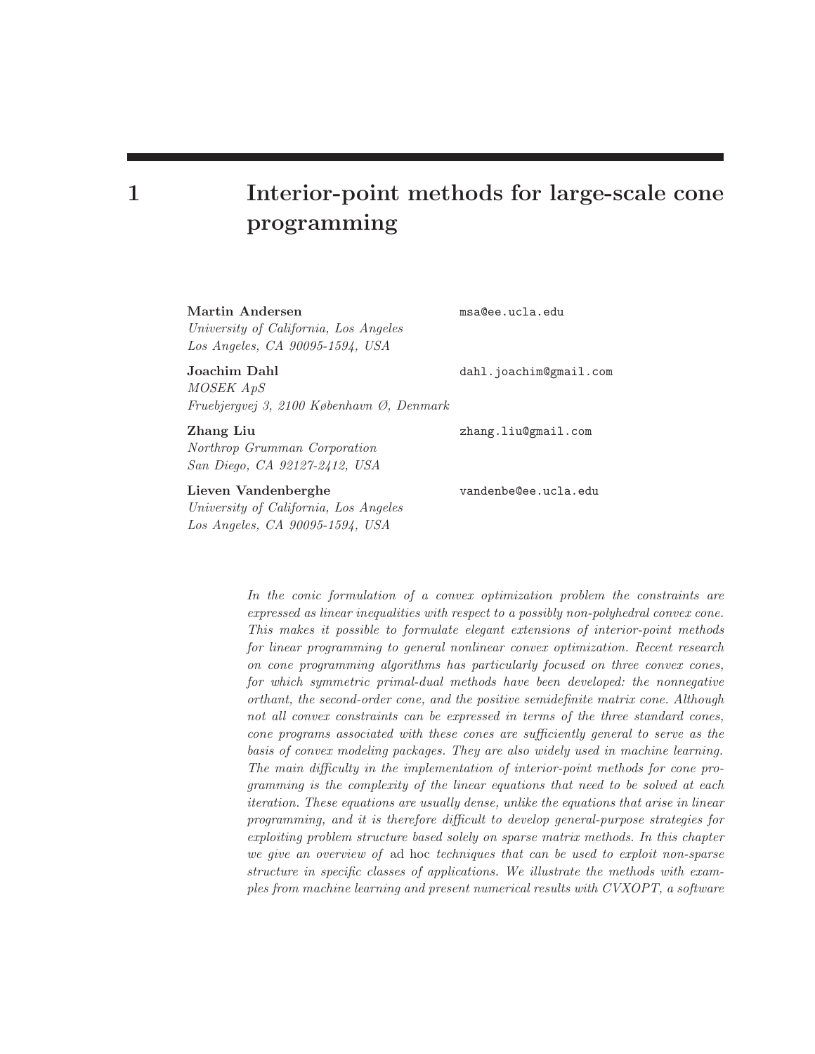# 1 Interior-point methods for large-scale cone programming

**Martin Andersen** msa@ee.ucla.edu
*University of California, Los Angeles*
*Los Angeles, CA 90095-1594, USA*

**Joachim Dahl** dahl.joachim@gmail.com
*MOSEK ApS*
*Fruebjergvej 3, 2100 København Ø, Denmark*

**Zhang Liu** zhang.liu@gmail.com
*Northrop Grumman Corporation*
*San Diego, CA 92127-2412, USA*

**Lieven Vandenberghe** vandenbe@ee.ucla.edu
*University of California, Los Angeles*
*Los Angeles, CA 90095-1594, USA*

*In the conic formulation of a convex optimization problem the constraints are expressed as linear inequalities with respect to a possibly non-polyhedral convex cone. This makes it possible to formulate elegant extensions of interior-point methods for linear programming to general nonlinear convex optimization. Recent research on cone programming algorithms has particularly focused on three convex cones, for which symmetric primal-dual methods have been developed: the nonnegative orthant, the second-order cone, and the positive semidefinite matrix cone. Although not all convex constraints can be expressed in terms of the three standard cones, cone programs associated with these cones are sufficiently general to serve as the basis of convex modeling packages. They are also widely used in machine learning. The main difficulty in the implementation of interior-point methods for cone programming is the complexity of the linear equations that need to be solved at each iteration. These equations are usually dense, unlike the equations that arise in linear programming, and it is therefore difficult to develop general-purpose strategies for exploiting problem structure based solely on sparse matrix methods. In this chapter we give an overview of* ad hoc *techniques that can be used to exploit non-sparse structure in specific classes of applications. We illustrate the methods with examples from machine learning and present numerical results with CVXOPT, a software*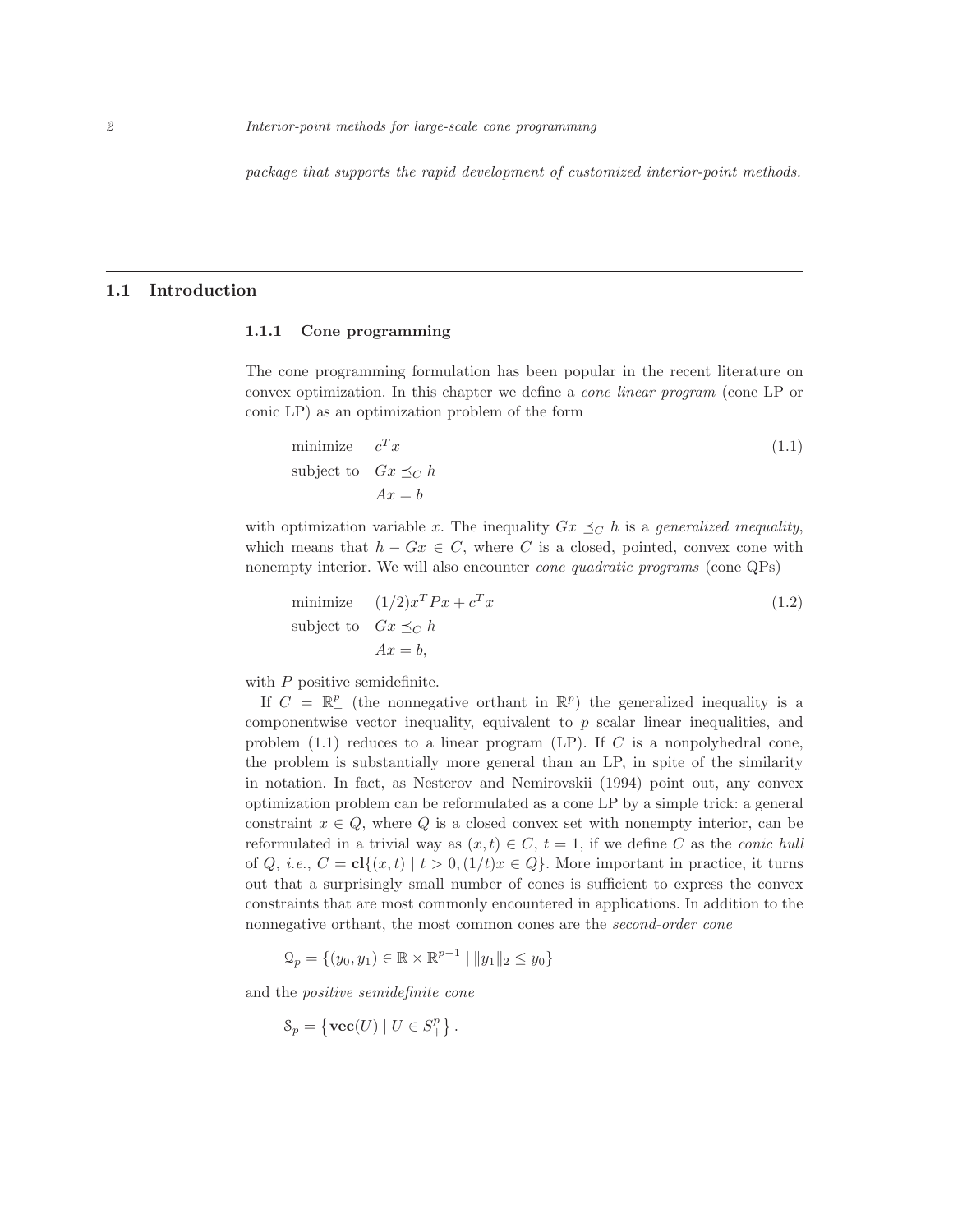*package that supports the rapid development of customized interior-point methods.*

## 1.1 Introduction

### 1.1.1 Cone programming

The cone programming formulation has been popular in the recent literature on convex optimization. In this chapter we define a *cone linear program* (cone LP or conic LP) as an optimization problem of the form

$$\begin{array}{ll} \text{minimize} & c^T x \\ \text{subject to} & Gx \preceq_C h \\ & Ax = b \end{array} \tag{1.1}$$

with optimization variable $x$. The inequality $Gx \preceq_C h$ is a *generalized inequality*, which means that $h - Gx \in C$, where $C$ is a closed, pointed, convex cone with nonempty interior. We will also encounter *cone quadratic programs* (cone QPs)

$$\begin{array}{ll} \text{minimize} & (1/2)x^T P x + c^T x \\ \text{subject to} & Gx \preceq_C h \\ & Ax = b, \end{array} \tag{1.2}$$

with $P$ positive semidefinite.

If $C = \mathbb{R}^p_+$ (the nonnegative orthant in $\mathbb{R}^p$) the generalized inequality is a componentwise vector inequality, equivalent to $p$ scalar linear inequalities, and problem (1.1) reduces to a linear program (LP). If $C$ is a nonpolyhedral cone, the problem is substantially more general than an LP, in spite of the similarity in notation. In fact, as Nesterov and Nemirovskii (1994) point out, any convex optimization problem can be reformulated as a cone LP by a simple trick: a general constraint $x \in Q$, where $Q$ is a closed convex set with nonempty interior, can be reformulated in a trivial way as $(x, t) \in C$, $t = 1$, if we define $C$ as the *conic hull* of $Q$, *i.e.*, $C = \mathbf{cl}\{(x, t) \mid t > 0, (1/t)x \in Q\}$. More important in practice, it turns out that a surprisingly small number of cones is sufficient to express the convex constraints that are most commonly encountered in applications. In addition to the nonnegative orthant, the most common cones are the *second-order cone*

$$\mathcal{Q}_p = \{(y_0, y_1) \in \mathbb{R} \times \mathbb{R}^{p-1} \mid \|y_1\|_2 \leq y_0\}$$

and the *positive semidefinite cone*

$$\mathcal{S}_p = \left\{ \mathbf{vec}(U) \mid U \in S^p_+ \right\}.$$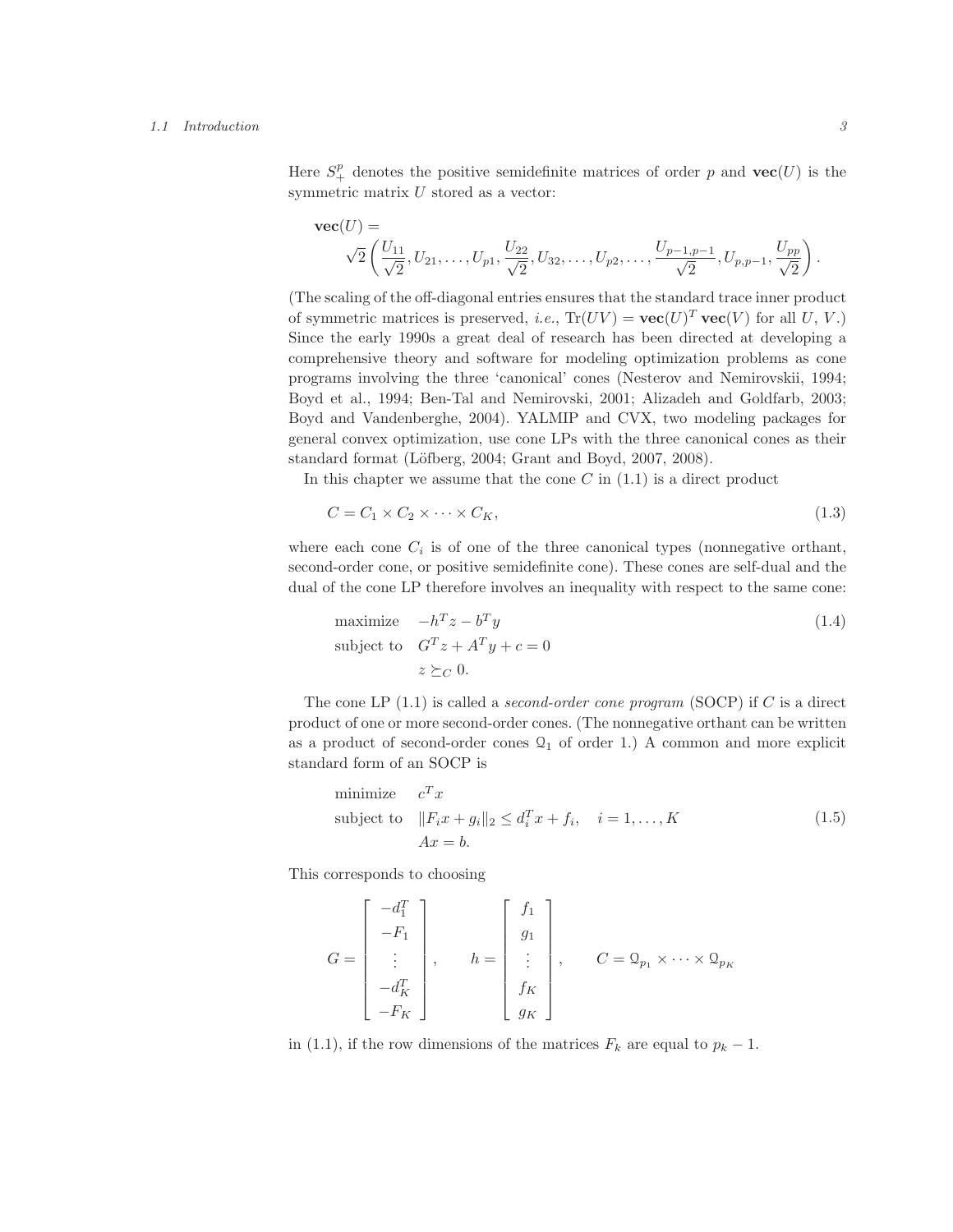Here $S_+^p$ denotes the positive semidefinite matrices of order $p$ and $\mathbf{vec}(U)$ is the symmetric matrix $U$ stored as a vector:

$$\mathbf{vec}(U) = \sqrt{2}\left(\frac{U_{11}}{\sqrt{2}}, U_{21}, \ldots, U_{p1}, \frac{U_{22}}{\sqrt{2}}, U_{32}, \ldots, U_{p2}, \ldots, \frac{U_{p-1,p-1}}{\sqrt{2}}, U_{p,p-1}, \frac{U_{pp}}{\sqrt{2}}\right).$$

(The scaling of the off-diagonal entries ensures that the standard trace inner product of symmetric matrices is preserved, *i.e.*, $\mathrm{Tr}(UV) = \mathbf{vec}(U)^T \mathbf{vec}(V)$ for all $U$, $V$.) Since the early 1990s a great deal of research has been directed at developing a comprehensive theory and software for modeling optimization problems as cone programs involving the three 'canonical' cones (Nesterov and Nemirovskii, 1994; Boyd et al., 1994; Ben-Tal and Nemirovski, 2001; Alizadeh and Goldfarb, 2003; Boyd and Vandenberghe, 2004). YALMIP and CVX, two modeling packages for general convex optimization, use cone LPs with the three canonical cones as their standard format (Löfberg, 2004; Grant and Boyd, 2007, 2008).

In this chapter we assume that the cone $C$ in (1.1) is a direct product

$$C = C_1 \times C_2 \times \cdots \times C_K, \tag{1.3}$$

where each cone $C_i$ is of one of the three canonical types (nonnegative orthant, second-order cone, or positive semidefinite cone). These cones are self-dual and the dual of the cone LP therefore involves an inequality with respect to the same cone:

$$\begin{array}{ll} \text{maximize} & -h^T z - b^T y \\ \text{subject to} & G^T z + A^T y + c = 0 \\ & z \succeq_C 0. \end{array} \tag{1.4}$$

The cone LP (1.1) is called a *second-order cone program* (SOCP) if $C$ is a direct product of one or more second-order cones. (The nonnegative orthant can be written as a product of second-order cones $\mathcal{Q}_1$ of order 1.) A common and more explicit standard form of an SOCP is

$$\begin{array}{ll} \text{minimize} & c^T x \\ \text{subject to} & \|F_i x + g_i\|_2 \le d_i^T x + f_i, \quad i = 1, \ldots, K \\ & Ax = b. \end{array} \tag{1.5}$$

This corresponds to choosing

$$G = \begin{bmatrix} -d_1^T \\ -F_1 \\ \vdots \\ -d_K^T \\ -F_K \end{bmatrix}, \qquad h = \begin{bmatrix} f_1 \\ g_1 \\ \vdots \\ f_K \\ g_K \end{bmatrix}, \qquad C = \mathcal{Q}_{p_1} \times \cdots \times \mathcal{Q}_{p_K}$$

in (1.1), if the row dimensions of the matrices $F_k$ are equal to $p_k - 1$.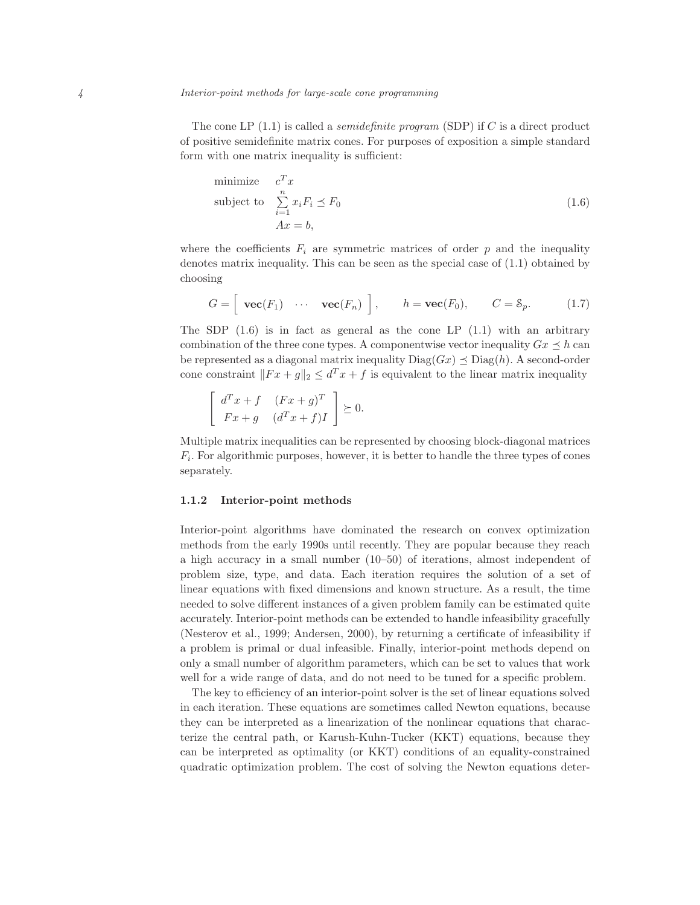The cone LP (1.1) is called a *semidefinite program* (SDP) if $C$ is a direct product of positive semidefinite matrix cones. For purposes of exposition a simple standard form with one matrix inequality is sufficient:

$$
\begin{array}{ll}
\text{minimize} & c^T x \\
\text{subject to} & \sum_{i=1}^{n} x_i F_i \preceq F_0 \\
& Ax = b,
\end{array}
\tag{1.6}
$$

where the coefficients $F_i$ are symmetric matrices of order $p$ and the inequality denotes matrix inequality. This can be seen as the special case of (1.1) obtained by choosing

$$
G = \left[ \begin{array}{ccc} \mathbf{vec}(F_1) & \cdots & \mathbf{vec}(F_n) \end{array} \right], \qquad h = \mathbf{vec}(F_0), \qquad C = \mathcal{S}_p. \tag{1.7}
$$

The SDP (1.6) is in fact as general as the cone LP (1.1) with an arbitrary combination of the three cone types. A componentwise vector inequality $Gx \preceq h$ can be represented as a diagonal matrix inequality $\mathrm{Diag}(Gx) \preceq \mathrm{Diag}(h)$. A second-order cone constraint $\|Fx + g\|_2 \leq d^T x + f$ is equivalent to the linear matrix inequality

$$
\left[ \begin{array}{cc} d^T x + f & (Fx + g)^T \\ Fx + g & (d^T x + f) I \end{array} \right] \succeq 0.
$$

Multiple matrix inequalities can be represented by choosing block-diagonal matrices $F_i$. For algorithmic purposes, however, it is better to handle the three types of cones separately.

### 1.1.2 Interior-point methods

Interior-point algorithms have dominated the research on convex optimization methods from the early 1990s until recently. They are popular because they reach a high accuracy in a small number (10–50) of iterations, almost independent of problem size, type, and data. Each iteration requires the solution of a set of linear equations with fixed dimensions and known structure. As a result, the time needed to solve different instances of a given problem family can be estimated quite accurately. Interior-point methods can be extended to handle infeasibility gracefully (Nesterov et al., 1999; Andersen, 2000), by returning a certificate of infeasibility if a problem is primal or dual infeasible. Finally, interior-point methods depend on only a small number of algorithm parameters, which can be set to values that work well for a wide range of data, and do not need to be tuned for a specific problem.

The key to efficiency of an interior-point solver is the set of linear equations solved in each iteration. These equations are sometimes called Newton equations, because they can be interpreted as a linearization of the nonlinear equations that characterize the central path, or Karush-Kuhn-Tucker (KKT) equations, because they can be interpreted as optimality (or KKT) conditions of an equality-constrained quadratic optimization problem. The cost of solving the Newton equations deter-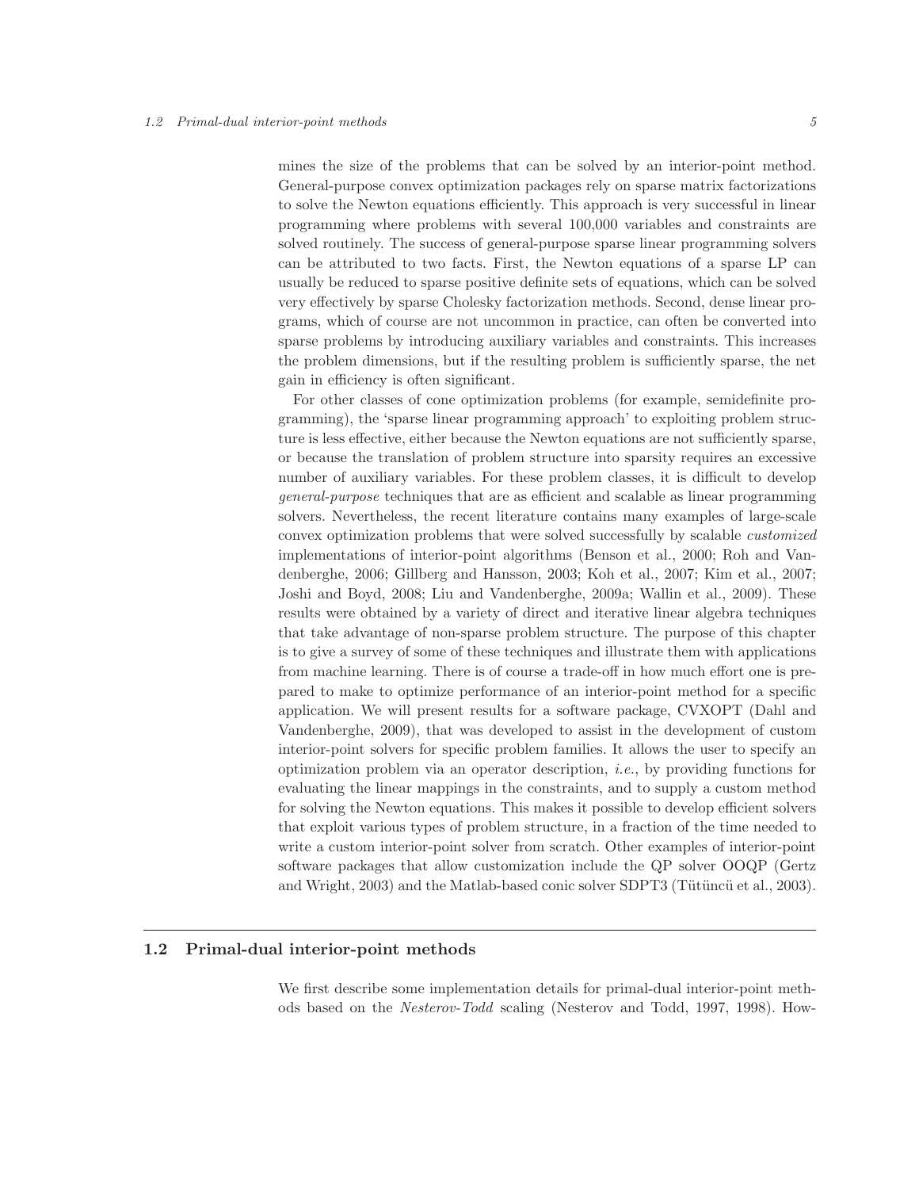mines the size of the problems that can be solved by an interior-point method. General-purpose convex optimization packages rely on sparse matrix factorizations to solve the Newton equations efficiently. This approach is very successful in linear programming where problems with several 100,000 variables and constraints are solved routinely. The success of general-purpose sparse linear programming solvers can be attributed to two facts. First, the Newton equations of a sparse LP can usually be reduced to sparse positive definite sets of equations, which can be solved very effectively by sparse Cholesky factorization methods. Second, dense linear programs, which of course are not uncommon in practice, can often be converted into sparse problems by introducing auxiliary variables and constraints. This increases the problem dimensions, but if the resulting problem is sufficiently sparse, the net gain in efficiency is often significant.

For other classes of cone optimization problems (for example, semidefinite programming), the 'sparse linear programming approach' to exploiting problem structure is less effective, either because the Newton equations are not sufficiently sparse, or because the translation of problem structure into sparsity requires an excessive number of auxiliary variables. For these problem classes, it is difficult to develop *general-purpose* techniques that are as efficient and scalable as linear programming solvers. Nevertheless, the recent literature contains many examples of large-scale convex optimization problems that were solved successfully by scalable *customized* implementations of interior-point algorithms (Benson et al., 2000; Roh and Vandenberghe, 2006; Gillberg and Hansson, 2003; Koh et al., 2007; Kim et al., 2007; Joshi and Boyd, 2008; Liu and Vandenberghe, 2009a; Wallin et al., 2009). These results were obtained by a variety of direct and iterative linear algebra techniques that take advantage of non-sparse problem structure. The purpose of this chapter is to give a survey of some of these techniques and illustrate them with applications from machine learning. There is of course a trade-off in how much effort one is prepared to make to optimize performance of an interior-point method for a specific application. We will present results for a software package, CVXOPT (Dahl and Vandenberghe, 2009), that was developed to assist in the development of custom interior-point solvers for specific problem families. It allows the user to specify an optimization problem via an operator description, *i.e.*, by providing functions for evaluating the linear mappings in the constraints, and to supply a custom method for solving the Newton equations. This makes it possible to develop efficient solvers that exploit various types of problem structure, in a fraction of the time needed to write a custom interior-point solver from scratch. Other examples of interior-point software packages that allow customization include the QP solver OOQP (Gertz and Wright, 2003) and the Matlab-based conic solver SDPT3 (Tütüncü et al., 2003).

## 1.2 Primal-dual interior-point methods

We first describe some implementation details for primal-dual interior-point methods based on the *Nesterov-Todd* scaling (Nesterov and Todd, 1997, 1998). How-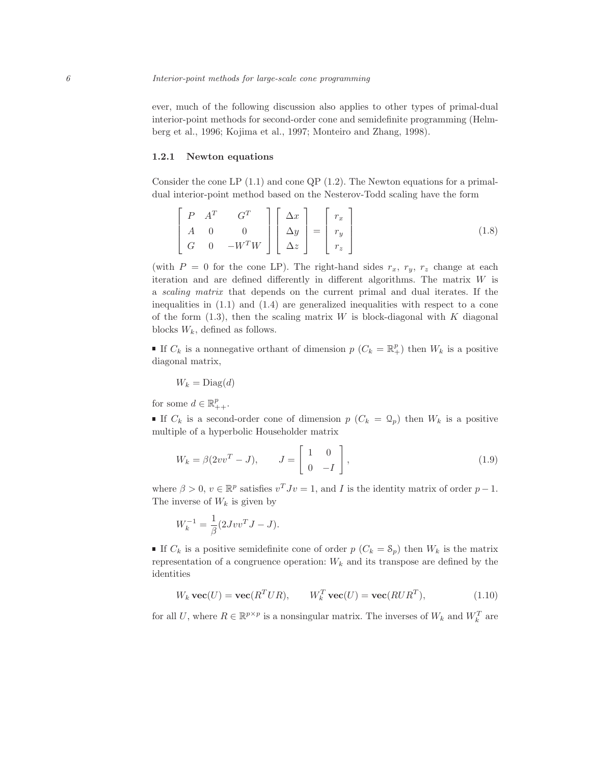ever, much of the following discussion also applies to other types of primal-dual interior-point methods for second-order cone and semidefinite programming (Helmberg et al., 1996; Kojima et al., 1997; Monteiro and Zhang, 1998).

### 1.2.1 Newton equations

Consider the cone LP (1.1) and cone QP (1.2). The Newton equations for a primal-dual interior-point method based on the Nesterov-Todd scaling have the form

$$\begin{bmatrix} P & A^T & G^T \\ A & 0 & 0 \\ G & 0 & -W^T W \end{bmatrix} \begin{bmatrix} \Delta x \\ \Delta y \\ \Delta z \end{bmatrix} = \begin{bmatrix} r_x \\ r_y \\ r_z \end{bmatrix} \tag{1.8}$$

(with $P = 0$ for the cone LP). The right-hand sides $r_x$, $r_y$, $r_z$ change at each iteration and are defined differently in different algorithms. The matrix $W$ is a *scaling matrix* that depends on the current primal and dual iterates. If the inequalities in (1.1) and (1.4) are generalized inequalities with respect to a cone of the form (1.3), then the scaling matrix $W$ is block-diagonal with $K$ diagonal blocks $W_k$, defined as follows.

- If $C_k$ is a nonnegative orthant of dimension $p$ ($C_k = \mathbb{R}^p_+$) then $W_k$ is a positive diagonal matrix,

$$W_k = \mathrm{Diag}(d)$$

for some $d \in \mathbb{R}^p_{++}$.

- If $C_k$ is a second-order cone of dimension $p$ ($C_k = \mathcal{Q}_p$) then $W_k$ is a positive multiple of a hyperbolic Householder matrix

$$W_k = \beta(2vv^T - J), \qquad J = \begin{bmatrix} 1 & 0 \\ 0 & -I \end{bmatrix}, \tag{1.9}$$

where $\beta > 0$, $v \in \mathbb{R}^p$ satisfies $v^T J v = 1$, and $I$ is the identity matrix of order $p - 1$. The inverse of $W_k$ is given by

$$W_k^{-1} = \frac{1}{\beta}(2Jvv^T J - J).$$

- If $C_k$ is a positive semidefinite cone of order $p$ ($C_k = \mathcal{S}_p$) then $W_k$ is the matrix representation of a congruence operation: $W_k$ and its transpose are defined by the identities

$$W_k \, \mathbf{vec}(U) = \mathbf{vec}(R^T U R), \qquad W_k^T \, \mathbf{vec}(U) = \mathbf{vec}(R U R^T), \tag{1.10}$$

for all $U$, where $R \in \mathbb{R}^{p \times p}$ is a nonsingular matrix. The inverses of $W_k$ and $W_k^T$ are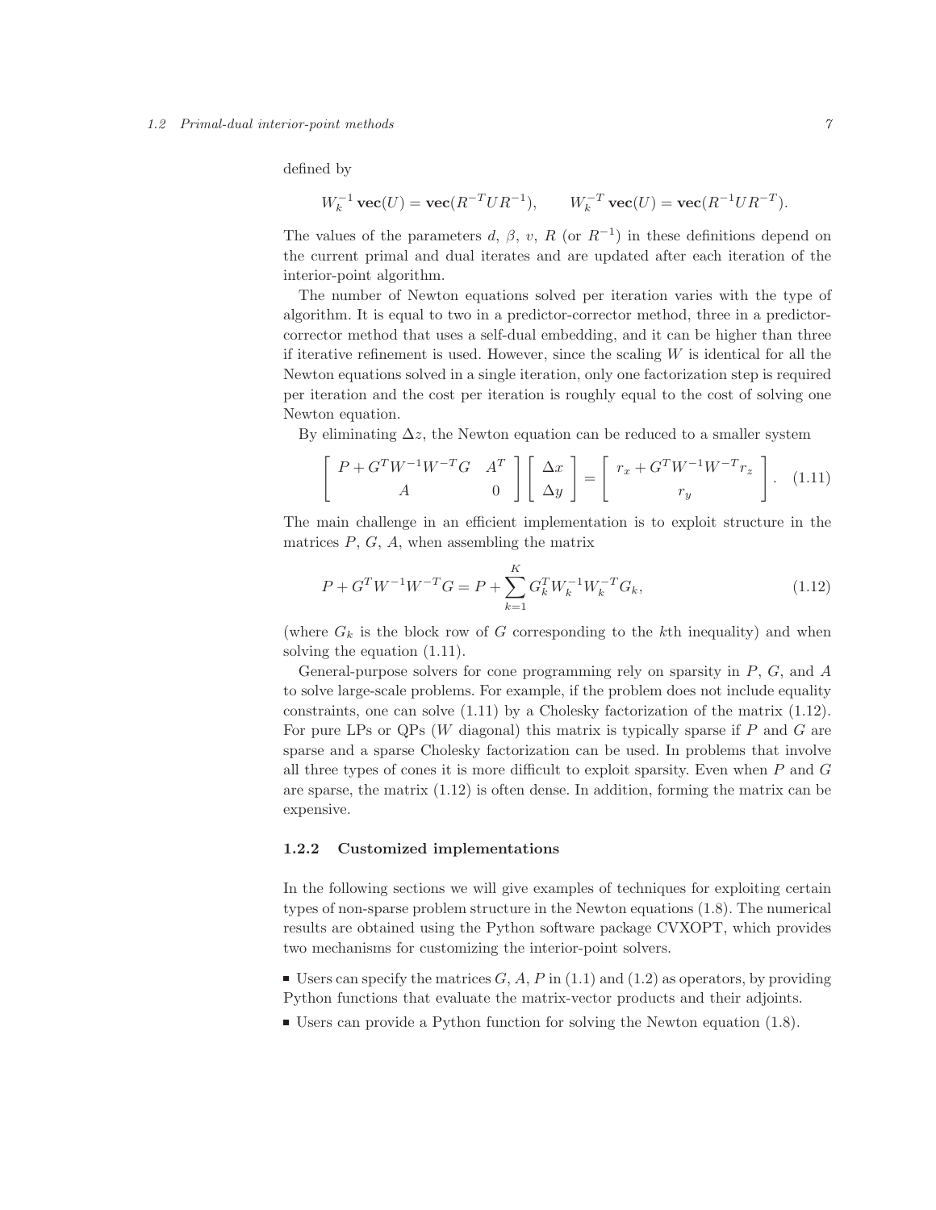defined by

$$W_k^{-1}\,\mathbf{vec}(U) = \mathbf{vec}(R^{-T}UR^{-1}), \qquad W_k^{-T}\,\mathbf{vec}(U) = \mathbf{vec}(R^{-1}UR^{-T}).$$

The values of the parameters $d$, $\beta$, $v$, $R$ (or $R^{-1}$) in these definitions depend on the current primal and dual iterates and are updated after each iteration of the interior-point algorithm.

The number of Newton equations solved per iteration varies with the type of algorithm. It is equal to two in a predictor-corrector method, three in a predictor-corrector method that uses a self-dual embedding, and it can be higher than three if iterative refinement is used. However, since the scaling $W$ is identical for all the Newton equations solved in a single iteration, only one factorization step is required per iteration and the cost per iteration is roughly equal to the cost of solving one Newton equation.

By eliminating $\Delta z$, the Newton equation can be reduced to a smaller system

$$\begin{bmatrix} P + G^T W^{-1} W^{-T} G & A^T \\ A & 0 \end{bmatrix} \begin{bmatrix} \Delta x \\ \Delta y \end{bmatrix} = \begin{bmatrix} r_x + G^T W^{-1} W^{-T} r_z \\ r_y \end{bmatrix}. \quad (1.11)$$

The main challenge in an efficient implementation is to exploit structure in the matrices $P$, $G$, $A$, when assembling the matrix

$$P + G^T W^{-1} W^{-T} G = P + \sum_{k=1}^{K} G_k^T W_k^{-1} W_k^{-T} G_k, \quad (1.12)$$

(where $G_k$ is the block row of $G$ corresponding to the $k$th inequality) and when solving the equation (1.11).

General-purpose solvers for cone programming rely on sparsity in $P$, $G$, and $A$ to solve large-scale problems. For example, if the problem does not include equality constraints, one can solve (1.11) by a Cholesky factorization of the matrix (1.12). For pure LPs or QPs ($W$ diagonal) this matrix is typically sparse if $P$ and $G$ are sparse and a sparse Cholesky factorization can be used. In problems that involve all three types of cones it is more difficult to exploit sparsity. Even when $P$ and $G$ are sparse, the matrix (1.12) is often dense. In addition, forming the matrix can be expensive.

### 1.2.2 Customized implementations

In the following sections we will give examples of techniques for exploiting certain types of non-sparse problem structure in the Newton equations (1.8). The numerical results are obtained using the Python software package CVXOPT, which provides two mechanisms for customizing the interior-point solvers.

- Users can specify the matrices $G$, $A$, $P$ in (1.1) and (1.2) as operators, by providing Python functions that evaluate the matrix-vector products and their adjoints.
- Users can provide a Python function for solving the Newton equation (1.8).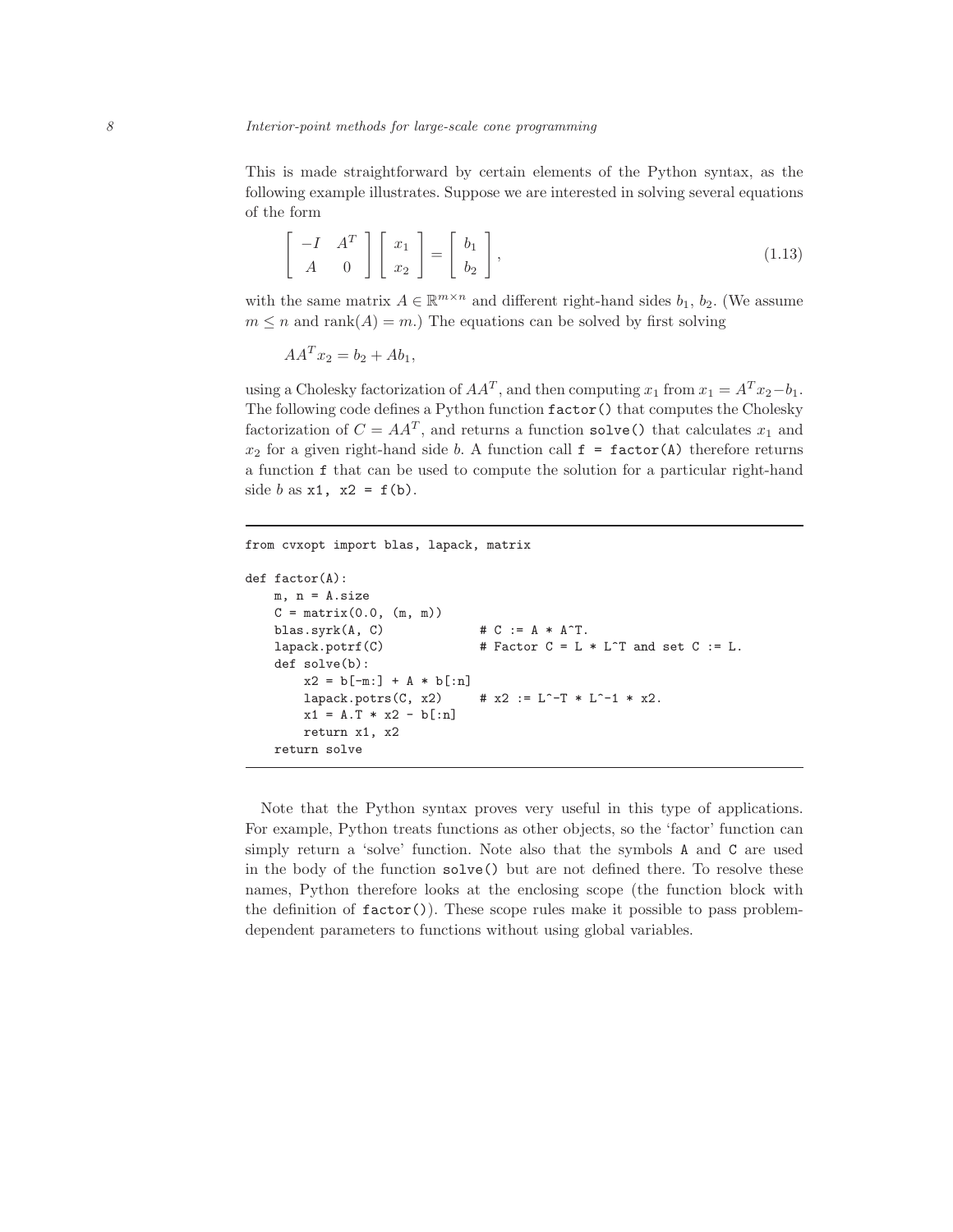This is made straightforward by certain elements of the Python syntax, as the following example illustrates. Suppose we are interested in solving several equations of the form

$$\begin{bmatrix} -I & A^T \\ A & 0 \end{bmatrix} \begin{bmatrix} x_1 \\ x_2 \end{bmatrix} = \begin{bmatrix} b_1 \\ b_2 \end{bmatrix}, \tag{1.13}$$

with the same matrix $A \in \mathbb{R}^{m \times n}$ and different right-hand sides $b_1$, $b_2$. (We assume $m \leq n$ and $\mathrm{rank}(A) = m$.) The equations can be solved by first solving

$$AA^T x_2 = b_2 + Ab_1,$$

using a Cholesky factorization of $AA^T$, and then computing $x_1$ from $x_1 = A^T x_2 - b_1$. The following code defines a Python function `factor()` that computes the Cholesky factorization of $C = AA^T$, and returns a function `solve()` that calculates $x_1$ and $x_2$ for a given right-hand side $b$. A function call `f = factor(A)` therefore returns a function `f` that can be used to compute the solution for a particular right-hand side $b$ as `x1, x2 = f(b)`.

```
from cvxopt import blas, lapack, matrix

def factor(A):
    m, n = A.size
    C = matrix(0.0, (m, m))
    blas.syrk(A, C)              # C := A * A^T.
    lapack.potrf(C)              # Factor C = L * L^T and set C := L.
    def solve(b):
        x2 = b[-m:] + A * b[:n]
        lapack.potrs(C, x2)      # x2 := L^-T * L^-1 * x2.
        x1 = A.T * x2 - b[:n]
        return x1, x2
    return solve
```

Note that the Python syntax proves very useful in this type of applications. For example, Python treats functions as other objects, so the 'factor' function can simply return a 'solve' function. Note also that the symbols `A` and `C` are used in the body of the function `solve()` but are not defined there. To resolve these names, Python therefore looks at the enclosing scope (the function block with the definition of `factor()`). These scope rules make it possible to pass problem-dependent parameters to functions without using global variables.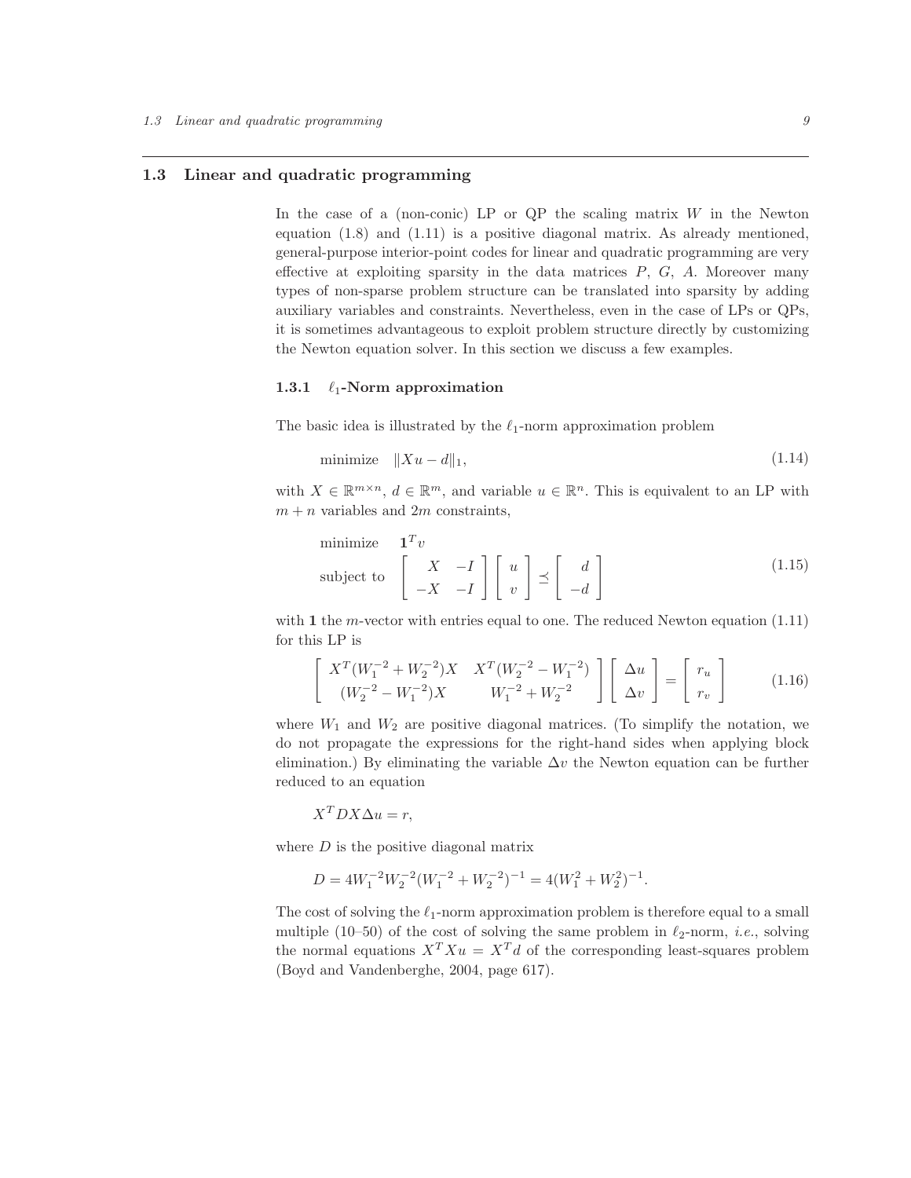## 1.3 Linear and quadratic programming

In the case of a (non-conic) LP or QP the scaling matrix $W$ in the Newton equation (1.8) and (1.11) is a positive diagonal matrix. As already mentioned, general-purpose interior-point codes for linear and quadratic programming are very effective at exploiting sparsity in the data matrices $P$, $G$, $A$. Moreover many types of non-sparse problem structure can be translated into sparsity by adding auxiliary variables and constraints. Nevertheless, even in the case of LPs or QPs, it is sometimes advantageous to exploit problem structure directly by customizing the Newton equation solver. In this section we discuss a few examples.

### 1.3.1 $\ell_1$-Norm approximation

The basic idea is illustrated by the $\ell_1$-norm approximation problem

$$\text{minimize} \quad \|Xu - d\|_1, \tag{1.14}$$

with $X \in \mathbb{R}^{m \times n}$, $d \in \mathbb{R}^m$, and variable $u \in \mathbb{R}^n$. This is equivalent to an LP with $m + n$ variables and $2m$ constraints,

$$\begin{array}{ll} \text{minimize} & \mathbf{1}^T v \\ \text{subject to} & \left[\begin{array}{cc} X & -I \\ -X & -I \end{array}\right] \left[\begin{array}{c} u \\ v \end{array}\right] \preceq \left[\begin{array}{c} d \\ -d \end{array}\right] \end{array} \tag{1.15}$$

with $\mathbf{1}$ the $m$-vector with entries equal to one. The reduced Newton equation (1.11) for this LP is

$$\left[\begin{array}{cc} X^T(W_1^{-2} + W_2^{-2})X & X^T(W_2^{-2} - W_1^{-2}) \\ (W_2^{-2} - W_1^{-2})X & W_1^{-2} + W_2^{-2} \end{array}\right] \left[\begin{array}{c} \Delta u \\ \Delta v \end{array}\right] = \left[\begin{array}{c} r_u \\ r_v \end{array}\right] \tag{1.16}$$

where $W_1$ and $W_2$ are positive diagonal matrices. (To simplify the notation, we do not propagate the expressions for the right-hand sides when applying block elimination.) By eliminating the variable $\Delta v$ the Newton equation can be further reduced to an equation

$$X^T D X \Delta u = r,$$

where $D$ is the positive diagonal matrix

$$D = 4W_1^{-2}W_2^{-2}(W_1^{-2} + W_2^{-2})^{-1} = 4(W_1^2 + W_2^2)^{-1}.$$

The cost of solving the $\ell_1$-norm approximation problem is therefore equal to a small multiple (10–50) of the cost of solving the same problem in $\ell_2$-norm, *i.e.*, solving the normal equations $X^T X u = X^T d$ of the corresponding least-squares problem (Boyd and Vandenberghe, 2004, page 617).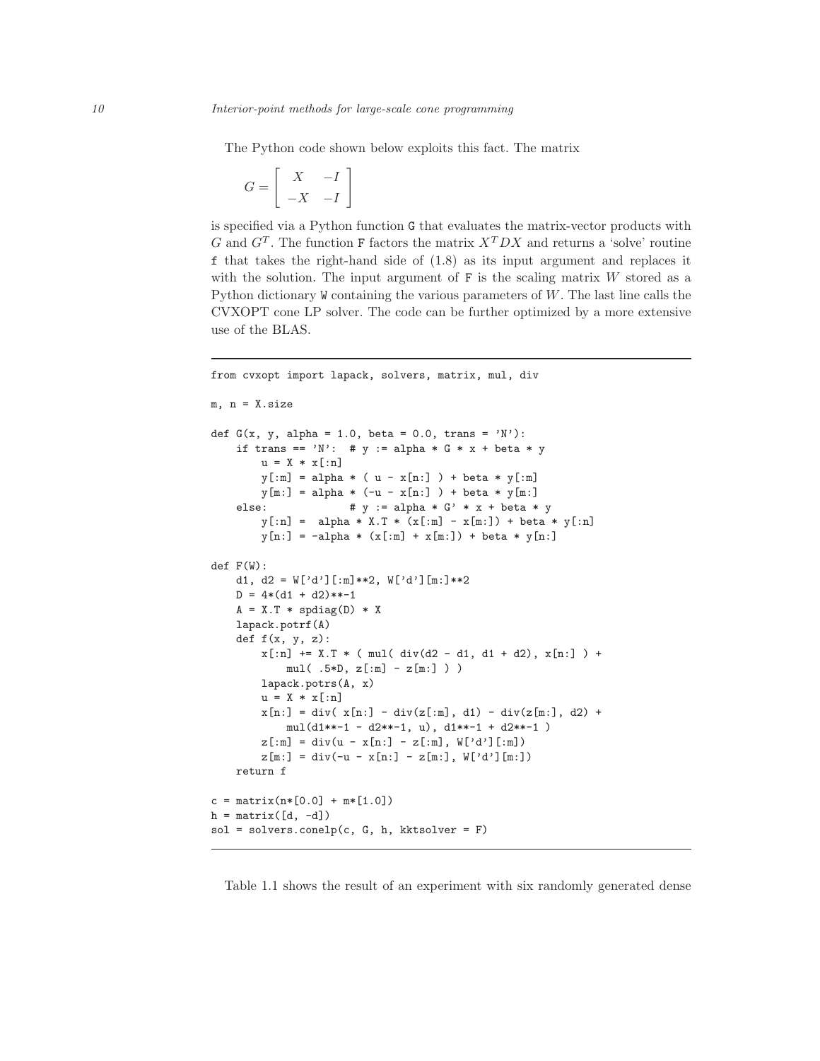The Python code shown below exploits this fact. The matrix

$$G = \begin{bmatrix} X & -I \\ -X & -I \end{bmatrix}$$

is specified via a Python function `G` that evaluates the matrix-vector products with $G$ and $G^T$. The function `F` factors the matrix $X^T DX$ and returns a 'solve' routine `f` that takes the right-hand side of (1.8) as its input argument and replaces it with the solution. The input argument of `F` is the scaling matrix $W$ stored as a Python dictionary `W` containing the various parameters of $W$. The last line calls the CVXOPT cone LP solver. The code can be further optimized by a more extensive use of the BLAS.

```
from cvxopt import lapack, solvers, matrix, mul, div

m, n = X.size

def G(x, y, alpha = 1.0, beta = 0.0, trans = 'N'):
    if trans == 'N':  # y := alpha * G * x + beta * y
        u = X * x[:n]
        y[:m] = alpha * ( u - x[n:] ) + beta * y[:m]
        y[m:] = alpha * (-u - x[n:] ) + beta * y[m:]
    else:             # y := alpha * G' * x + beta * y
        y[:n] =  alpha * X.T * (x[:m] - x[m:]) + beta * y[:n]
        y[n:] = -alpha * (x[:m] + x[m:]) + beta * y[n:]

def F(W):
    d1, d2 = W['d'][:m]**2, W['d'][m:]**2
    D = 4*(d1 + d2)**-1
    A = X.T * spdiag(D) * X
    lapack.potrf(A)
    def f(x, y, z):
        x[:n] += X.T * ( mul( div(d2 - d1, d1 + d2), x[n:] ) +
            mul( .5*D, z[:m] - z[m:] ) )
        lapack.potrs(A, x)
        u = X * x[:n]
        x[n:] = div( x[n:] - div(z[:m], d1) - div(z[m:], d2) +
            mul(d1**-1 - d2**-1, u), d1**-1 + d2**-1 )
        z[:m] = div(u - x[n:] - z[:m], W['d'][:m])
        z[m:] = div(-u - x[n:] - z[m:], W['d'][m:])
    return f

c = matrix(n*[0.0] + m*[1.0])
h = matrix([d, -d])
sol = solvers.conelp(c, G, h, kktsolver = F)
```

Table 1.1 shows the result of an experiment with six randomly generated dense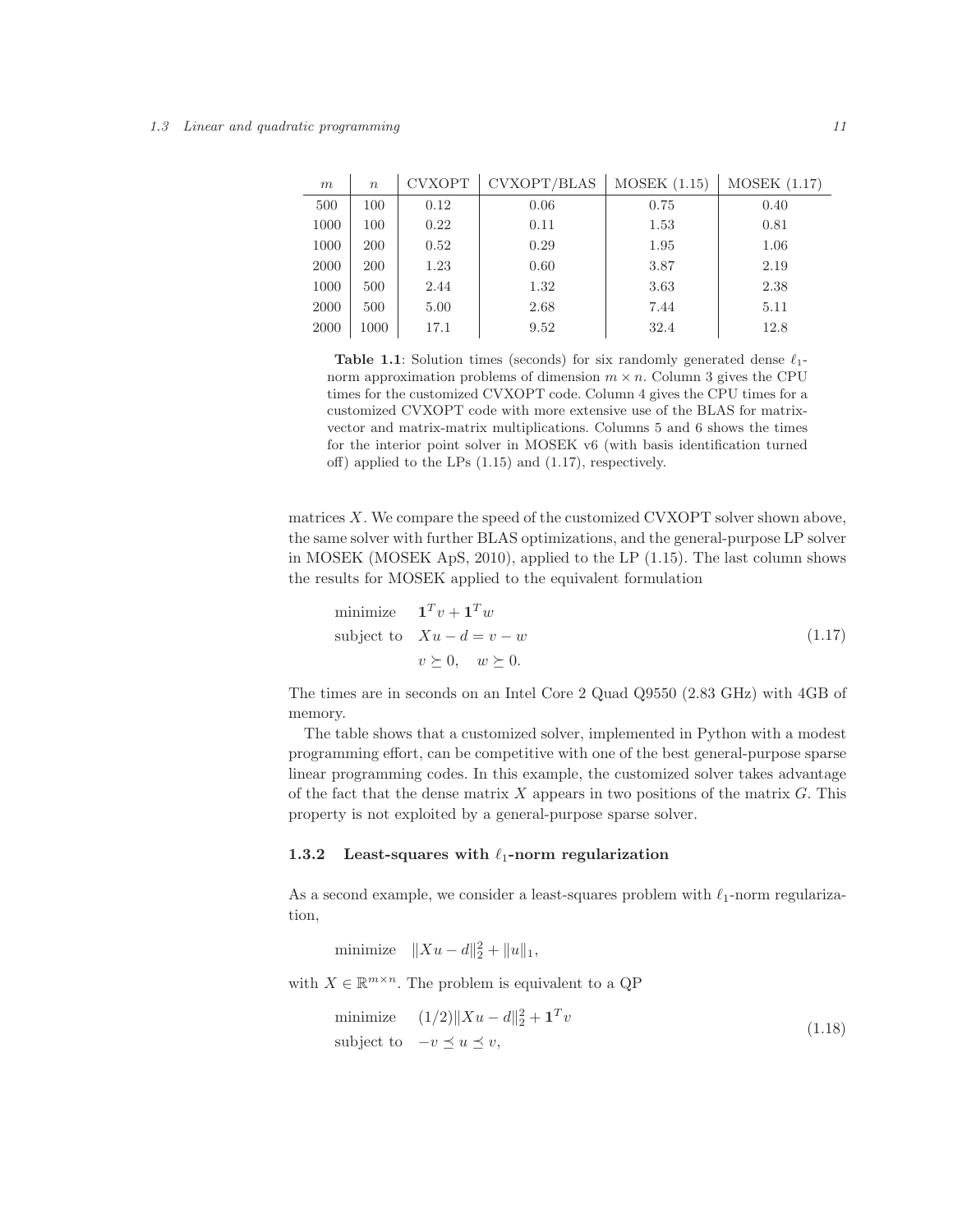| $m$ | $n$ | CVXOPT | CVXOPT/BLAS | MOSEK (1.15) | MOSEK (1.17) |
|---|---|---|---|---|---|
| 500 | 100 | 0.12 | 0.06 | 0.75 | 0.40 |
| 1000 | 100 | 0.22 | 0.11 | 1.53 | 0.81 |
| 1000 | 200 | 0.52 | 0.29 | 1.95 | 1.06 |
| 2000 | 200 | 1.23 | 0.60 | 3.87 | 2.19 |
| 1000 | 500 | 2.44 | 1.32 | 3.63 | 2.38 |
| 2000 | 500 | 5.00 | 2.68 | 7.44 | 5.11 |
| 2000 | 1000 | 17.1 | 9.52 | 32.4 | 12.8 |

**Table 1.1**: Solution times (seconds) for six randomly generated dense $\ell_1$-norm approximation problems of dimension $m \times n$. Column 3 gives the CPU times for the customized CVXOPT code. Column 4 gives the CPU times for a customized CVXOPT code with more extensive use of the BLAS for matrix-vector and matrix-matrix multiplications. Columns 5 and 6 shows the times for the interior point solver in MOSEK v6 (with basis identification turned off) applied to the LPs (1.15) and (1.17), respectively.

matrices $X$. We compare the speed of the customized CVXOPT solver shown above, the same solver with further BLAS optimizations, and the general-purpose LP solver in MOSEK (MOSEK ApS, 2010), applied to the LP (1.15). The last column shows the results for MOSEK applied to the equivalent formulation

$$
\begin{array}{ll}
\text{minimize} & \mathbf{1}^T v + \mathbf{1}^T w \\
\text{subject to} & Xu - d = v - w \\
& v \succeq 0, \quad w \succeq 0.
\end{array}
\tag{1.17}
$$

The times are in seconds on an Intel Core 2 Quad Q9550 (2.83 GHz) with 4GB of memory.

The table shows that a customized solver, implemented in Python with a modest programming effort, can be competitive with one of the best general-purpose sparse linear programming codes. In this example, the customized solver takes advantage of the fact that the dense matrix $X$ appears in two positions of the matrix $G$. This property is not exploited by a general-purpose sparse solver.

### 1.3.2 Least-squares with $\ell_1$-norm regularization

As a second example, we consider a least-squares problem with $\ell_1$-norm regularization,

$$
\text{minimize} \quad \|Xu - d\|_2^2 + \|u\|_1,
$$

with $X \in \mathbb{R}^{m \times n}$. The problem is equivalent to a QP

$$
\begin{array}{ll}
\text{minimize} & (1/2)\|Xu - d\|_2^2 + \mathbf{1}^T v \\
\text{subject to} & -v \preceq u \preceq v,
\end{array}
\tag{1.18}
$$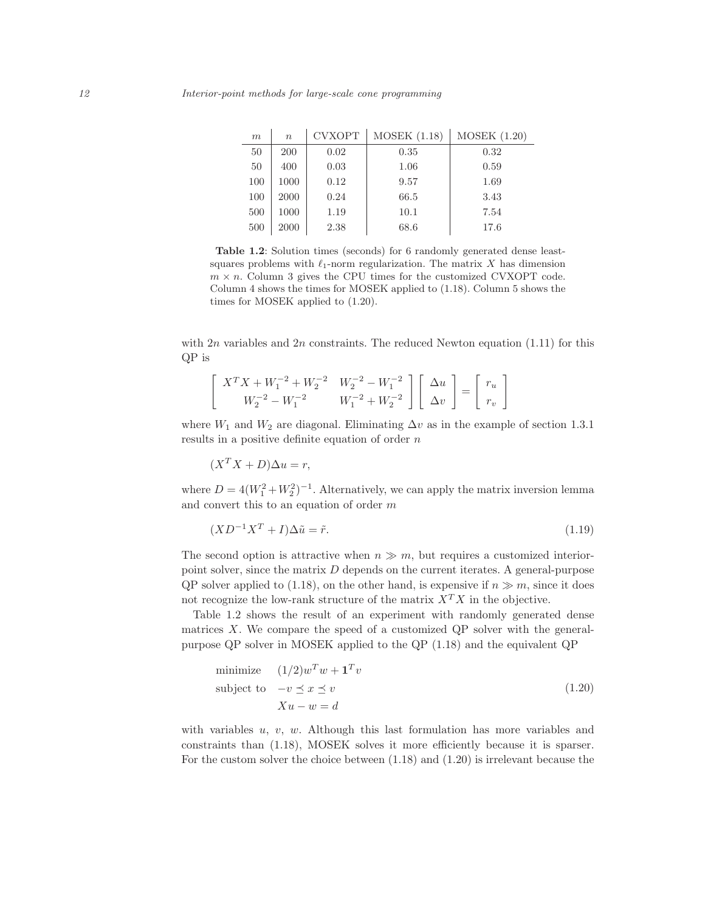| $m$ | $n$ | CVXOPT | MOSEK (1.18) | MOSEK (1.20) |
|---|---|---|---|---|
| 50 | 200 | 0.02 | 0.35 | 0.32 |
| 50 | 400 | 0.03 | 1.06 | 0.59 |
| 100 | 1000 | 0.12 | 9.57 | 1.69 |
| 100 | 2000 | 0.24 | 66.5 | 3.43 |
| 500 | 1000 | 1.19 | 10.1 | 7.54 |
| 500 | 2000 | 2.38 | 68.6 | 17.6 |

**Table 1.2**: Solution times (seconds) for 6 randomly generated dense least-squares problems with $\ell_1$-norm regularization. The matrix $X$ has dimension $m \times n$. Column 3 gives the CPU times for the customized CVXOPT code. Column 4 shows the times for MOSEK applied to (1.18). Column 5 shows the times for MOSEK applied to (1.20).

with $2n$ variables and $2n$ constraints. The reduced Newton equation (1.11) for this QP is

$$\begin{bmatrix} X^TX + W_1^{-2} + W_2^{-2} & W_2^{-2} - W_1^{-2} \\ W_2^{-2} - W_1^{-2} & W_1^{-2} + W_2^{-2} \end{bmatrix} \begin{bmatrix} \Delta u \\ \Delta v \end{bmatrix} = \begin{bmatrix} r_u \\ r_v \end{bmatrix}$$

where $W_1$ and $W_2$ are diagonal. Eliminating $\Delta v$ as in the example of section 1.3.1 results in a positive definite equation of order $n$

$$(X^TX + D)\Delta u = r,$$

where $D = 4(W_1^2 + W_2^2)^{-1}$. Alternatively, we can apply the matrix inversion lemma and convert this to an equation of order $m$

$$(XD^{-1}X^T + I)\Delta\tilde{u} = \tilde{r}. \tag{1.19}$$

The second option is attractive when $n \gg m$, but requires a customized interior-point solver, since the matrix $D$ depends on the current iterates. A general-purpose QP solver applied to (1.18), on the other hand, is expensive if $n \gg m$, since it does not recognize the low-rank structure of the matrix $X^TX$ in the objective.

Table 1.2 shows the result of an experiment with randomly generated dense matrices $X$. We compare the speed of a customized QP solver with the general-purpose QP solver in MOSEK applied to the QP (1.18) and the equivalent QP

$$\begin{array}{ll} \text{minimize} & (1/2)w^Tw + \mathbf{1}^Tv \\ \text{subject to} & -v \preceq x \preceq v \\ & Xu - w = d \end{array} \tag{1.20}$$

with variables $u$, $v$, $w$. Although this last formulation has more variables and constraints than (1.18), MOSEK solves it more efficiently because it is sparser. For the custom solver the choice between (1.18) and (1.20) is irrelevant because the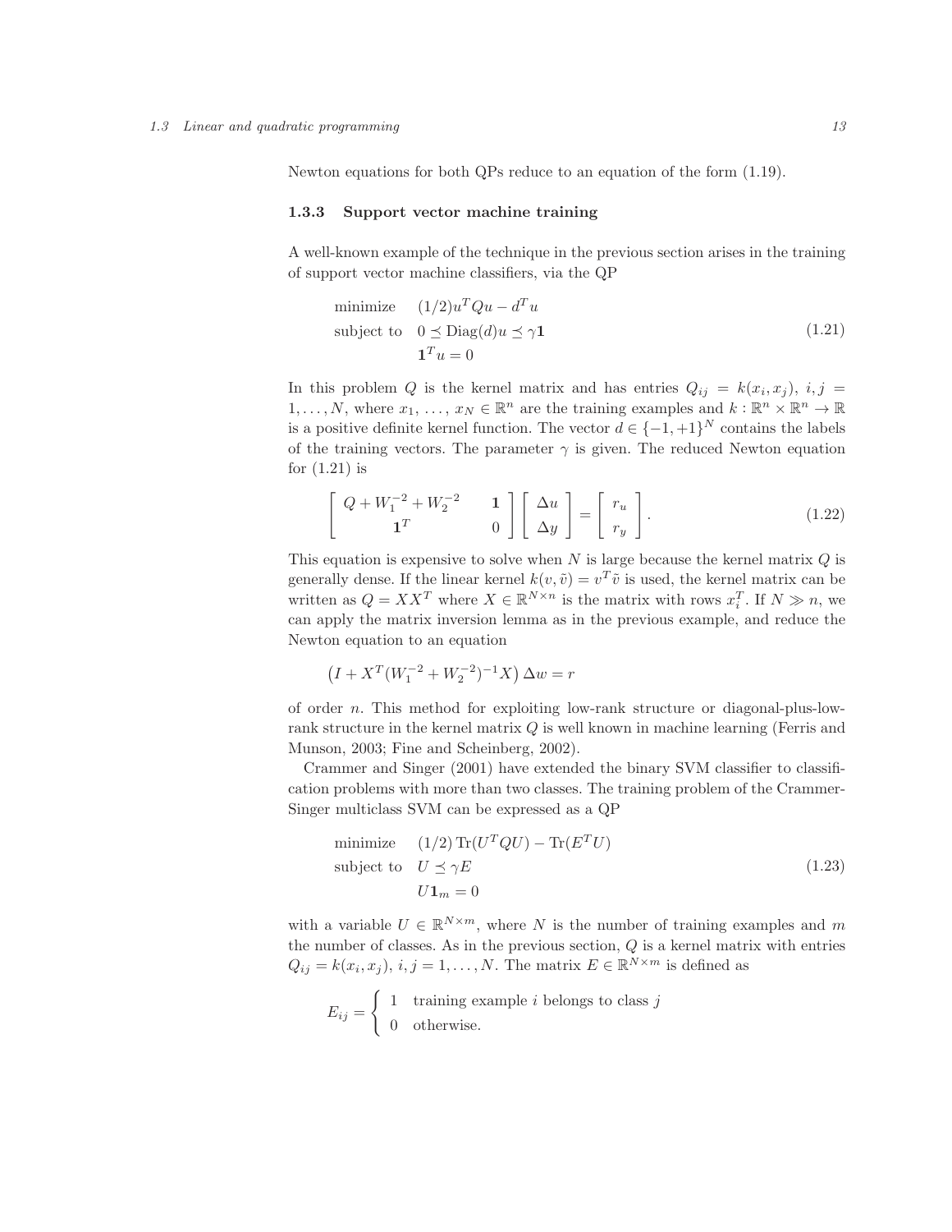Newton equations for both QPs reduce to an equation of the form (1.19).

### 1.3.3 Support vector machine training

A well-known example of the technique in the previous section arises in the training of support vector machine classifiers, via the QP

$$
\begin{array}{ll}
\text{minimize} & (1/2)u^T Q u - d^T u \\
\text{subject to} & 0 \preceq \mathrm{Diag}(d)u \preceq \gamma \mathbf{1} \\
& \mathbf{1}^T u = 0
\end{array}
\tag{1.21}
$$

In this problem $Q$ is the kernel matrix and has entries $Q_{ij} = k(x_i, x_j)$, $i, j = 1, \ldots, N$, where $x_1, \ldots, x_N \in \mathbb{R}^n$ are the training examples and $k : \mathbb{R}^n \times \mathbb{R}^n \to \mathbb{R}$ is a positive definite kernel function. The vector $d \in \{-1, +1\}^N$ contains the labels of the training vectors. The parameter $\gamma$ is given. The reduced Newton equation for (1.21) is

$$
\begin{bmatrix} Q + W_1^{-2} + W_2^{-2} & \mathbf{1} \\ \mathbf{1}^T & 0 \end{bmatrix} \begin{bmatrix} \Delta u \\ \Delta y \end{bmatrix} = \begin{bmatrix} r_u \\ r_y \end{bmatrix}. \tag{1.22}
$$

This equation is expensive to solve when $N$ is large because the kernel matrix $Q$ is generally dense. If the linear kernel $k(v, \tilde{v}) = v^T \tilde{v}$ is used, the kernel matrix can be written as $Q = XX^T$ where $X \in \mathbb{R}^{N \times n}$ is the matrix with rows $x_i^T$. If $N \gg n$, we can apply the matrix inversion lemma as in the previous example, and reduce the Newton equation to an equation

$$
\left(I + X^T (W_1^{-2} + W_2^{-2})^{-1} X\right) \Delta w = r
$$

of order $n$. This method for exploiting low-rank structure or diagonal-plus-low-rank structure in the kernel matrix $Q$ is well known in machine learning (Ferris and Munson, 2003; Fine and Scheinberg, 2002).

Crammer and Singer (2001) have extended the binary SVM classifier to classification problems with more than two classes. The training problem of the Crammer-Singer multiclass SVM can be expressed as a QP

$$
\begin{array}{ll}
\text{minimize} & (1/2)\,\mathrm{Tr}(U^T Q U) - \mathrm{Tr}(E^T U) \\
\text{subject to} & U \preceq \gamma E \\
& U \mathbf{1}_m = 0
\end{array}
\tag{1.23}
$$

with a variable $U \in \mathbb{R}^{N \times m}$, where $N$ is the number of training examples and $m$ the number of classes. As in the previous section, $Q$ is a kernel matrix with entries $Q_{ij} = k(x_i, x_j)$, $i, j = 1, \ldots, N$. The matrix $E \in \mathbb{R}^{N \times m}$ is defined as

$$
E_{ij} = \begin{cases} 1 & \text{training example } i \text{ belongs to class } j \\ 0 & \text{otherwise.} \end{cases}
$$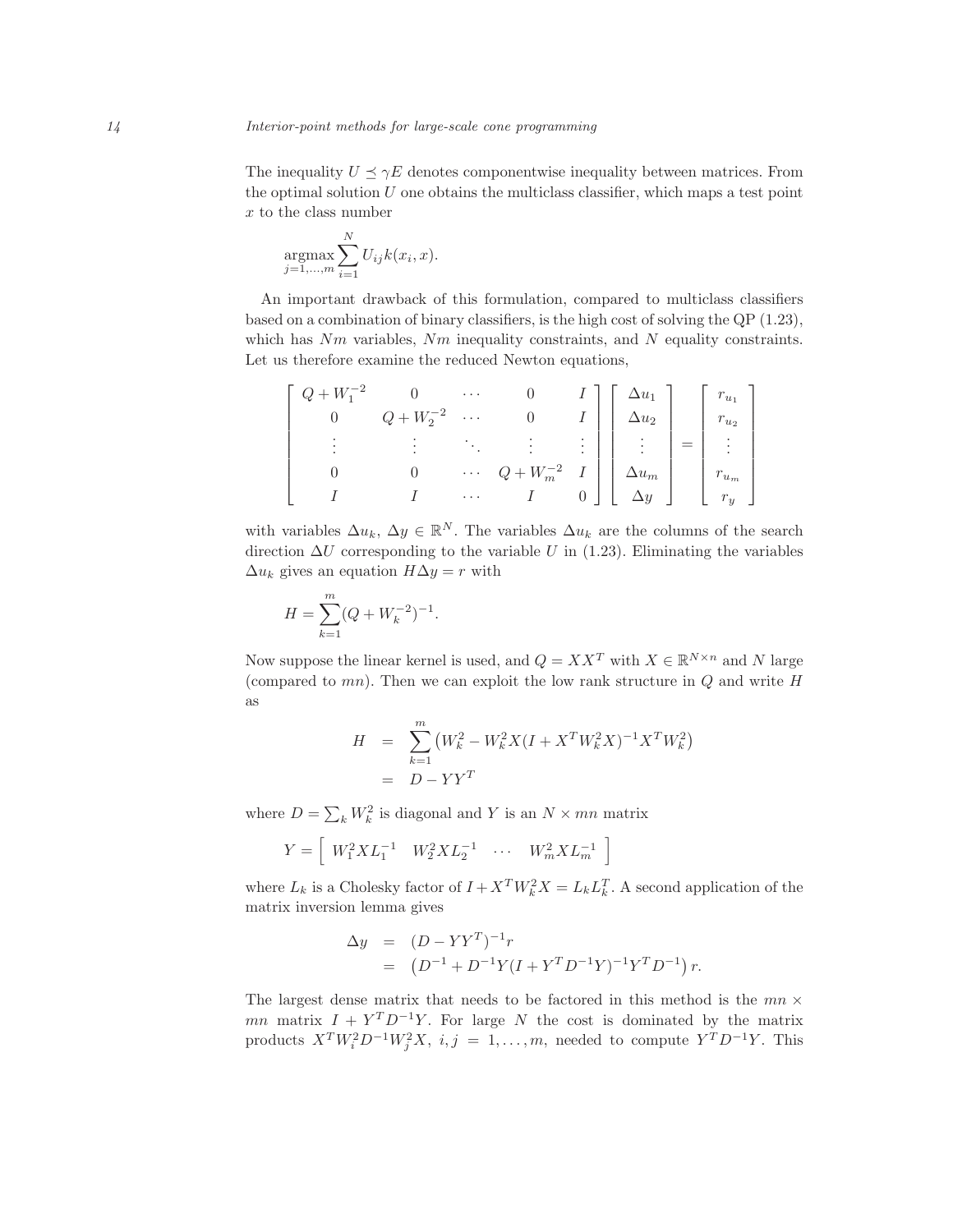The inequality $U \preceq \gamma E$ denotes componentwise inequality between matrices. From the optimal solution $U$ one obtains the multiclass classifier, which maps a test point $x$ to the class number

$$\operatorname*{argmax}_{j=1,\ldots,m} \sum_{i=1}^{N} U_{ij} k(x_i, x).$$

An important drawback of this formulation, compared to multiclass classifiers based on a combination of binary classifiers, is the high cost of solving the QP (1.23), which has $Nm$ variables, $Nm$ inequality constraints, and $N$ equality constraints. Let us therefore examine the reduced Newton equations,

$$\begin{bmatrix} Q + W_1^{-2} & 0 & \cdots & 0 & I \\ 0 & Q + W_2^{-2} & \cdots & 0 & I \\ \vdots & \vdots & \ddots & \vdots & \vdots \\ 0 & 0 & \cdots & Q + W_m^{-2} & I \\ I & I & \cdots & I & 0 \end{bmatrix} \begin{bmatrix} \Delta u_1 \\ \Delta u_2 \\ \vdots \\ \Delta u_m \\ \Delta y \end{bmatrix} = \begin{bmatrix} r_{u_1} \\ r_{u_2} \\ \vdots \\ r_{u_m} \\ r_y \end{bmatrix}$$

with variables $\Delta u_k$, $\Delta y \in \mathbb{R}^N$. The variables $\Delta u_k$ are the columns of the search direction $\Delta U$ corresponding to the variable $U$ in (1.23). Eliminating the variables $\Delta u_k$ gives an equation $H \Delta y = r$ with

$$H = \sum_{k=1}^{m} (Q + W_k^{-2})^{-1}.$$

Now suppose the linear kernel is used, and $Q = XX^T$ with $X \in \mathbb{R}^{N \times n}$ and $N$ large (compared to $mn$). Then we can exploit the low rank structure in $Q$ and write $H$ as

$$\begin{aligned} H &= \sum_{k=1}^{m} \left( W_k^2 - W_k^2 X (I + X^T W_k^2 X)^{-1} X^T W_k^2 \right) \\ &= D - YY^T \end{aligned}$$

where $D = \sum_k W_k^2$ is diagonal and $Y$ is an $N \times mn$ matrix

$$Y = \begin{bmatrix} W_1^2 X L_1^{-1} & W_2^2 X L_2^{-1} & \cdots & W_m^2 X L_m^{-1} \end{bmatrix}$$

where $L_k$ is a Cholesky factor of $I + X^T W_k^2 X = L_k L_k^T$. A second application of the matrix inversion lemma gives

$$\begin{aligned} \Delta y &= (D - YY^T)^{-1} r \\ &= \left( D^{-1} + D^{-1} Y (I + Y^T D^{-1} Y)^{-1} Y^T D^{-1} \right) r. \end{aligned}$$

The largest dense matrix that needs to be factored in this method is the $mn \times mn$ matrix $I + Y^T D^{-1} Y$. For large $N$ the cost is dominated by the matrix products $X^T W_i^2 D^{-1} W_j^2 X$, $i, j = 1, \ldots, m$, needed to compute $Y^T D^{-1} Y$. This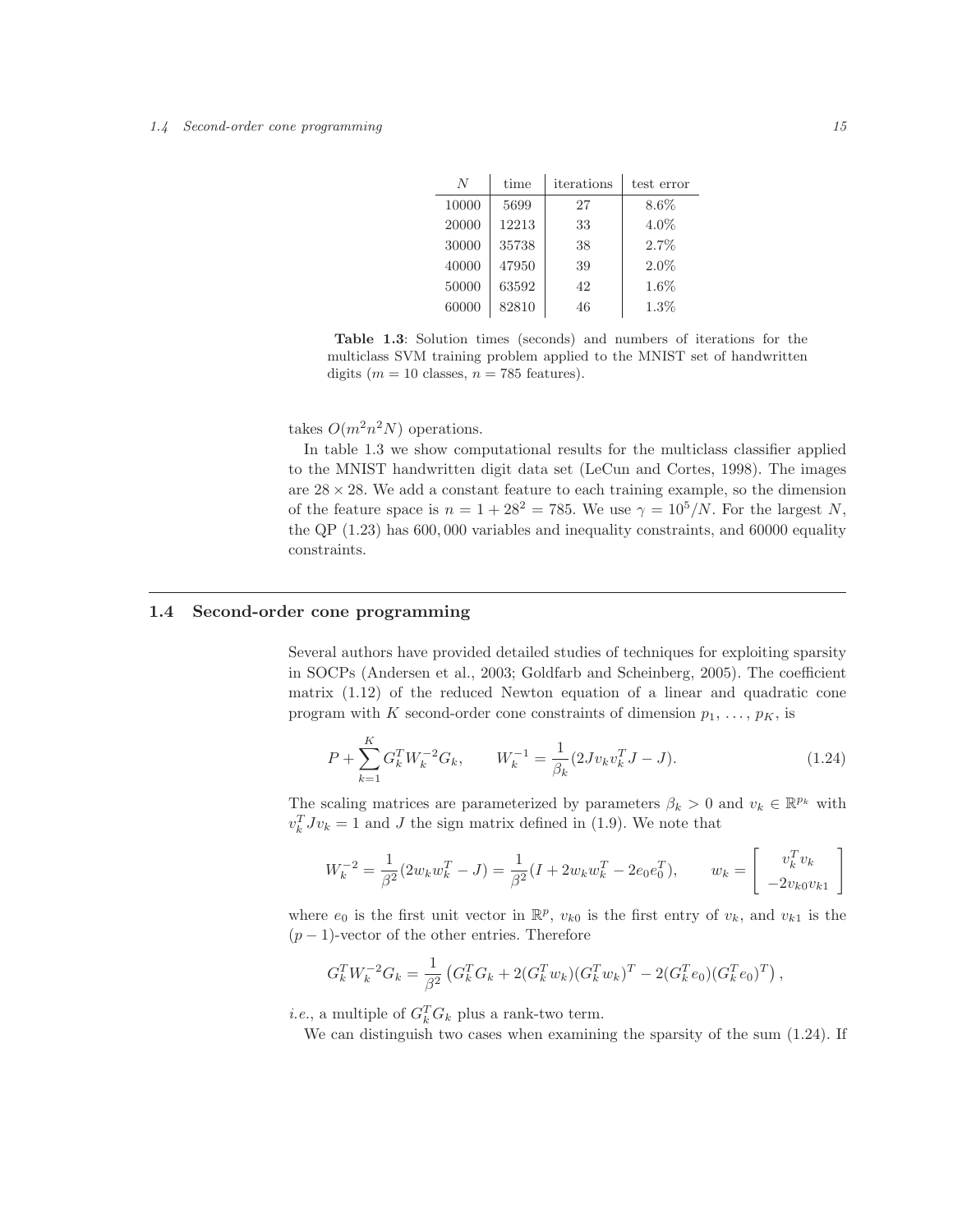| $N$ | time | iterations | test error |
|---|---|---|---|
| 10000 | 5699 | 27 | 8.6% |
| 20000 | 12213 | 33 | 4.0% |
| 30000 | 35738 | 38 | 2.7% |
| 40000 | 47950 | 39 | 2.0% |
| 50000 | 63592 | 42 | 1.6% |
| 60000 | 82810 | 46 | 1.3% |

**Table 1.3**: Solution times (seconds) and numbers of iterations for the multiclass SVM training problem applied to the MNIST set of handwritten digits ($m = 10$ classes, $n = 785$ features).

takes $O(m^2 n^2 N)$ operations.

In table 1.3 we show computational results for the multiclass classifier applied to the MNIST handwritten digit data set (LeCun and Cortes, 1998). The images are $28 \times 28$. We add a constant feature to each training example, so the dimension of the feature space is $n = 1 + 28^2 = 785$. We use $\gamma = 10^5/N$. For the largest $N$, the QP (1.23) has 600,000 variables and inequality constraints, and 60000 equality constraints.

## 1.4 Second-order cone programming

Several authors have provided detailed studies of techniques for exploiting sparsity in SOCPs (Andersen et al., 2003; Goldfarb and Scheinberg, 2005). The coefficient matrix (1.12) of the reduced Newton equation of a linear and quadratic cone program with $K$ second-order cone constraints of dimension $p_1, \ldots, p_K$, is

$$P + \sum_{k=1}^{K} G_k^T W_k^{-2} G_k, \qquad W_k^{-1} = \frac{1}{\beta_k}(2Jv_k v_k^T J - J). \tag{1.24}$$

The scaling matrices are parameterized by parameters $\beta_k > 0$ and $v_k \in \mathbb{R}^{p_k}$ with $v_k^T J v_k = 1$ and $J$ the sign matrix defined in (1.9). We note that

$$W_k^{-2} = \frac{1}{\beta^2}(2w_k w_k^T - J) = \frac{1}{\beta^2}(I + 2w_k w_k^T - 2e_0 e_0^T), \qquad w_k = \begin{bmatrix} v_k^T v_k \\ -2v_{k0} v_{k1} \end{bmatrix}$$

where $e_0$ is the first unit vector in $\mathbb{R}^p$, $v_{k0}$ is the first entry of $v_k$, and $v_{k1}$ is the $(p-1)$-vector of the other entries. Therefore

$$G_k^T W_k^{-2} G_k = \frac{1}{\beta^2}\left(G_k^T G_k + 2(G_k^T w_k)(G_k^T w_k)^T - 2(G_k^T e_0)(G_k^T e_0)^T\right),$$

*i.e.*, a multiple of $G_k^T G_k$ plus a rank-two term.

We can distinguish two cases when examining the sparsity of the sum (1.24). If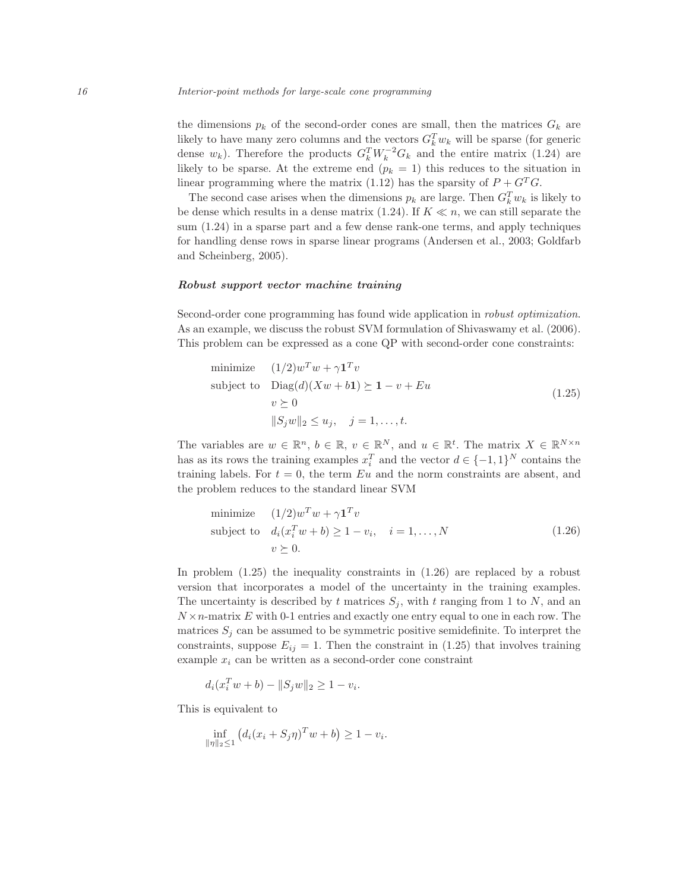the dimensions $p_k$ of the second-order cones are small, then the matrices $G_k$ are likely to have many zero columns and the vectors $G_k^T w_k$ will be sparse (for generic dense $w_k$). Therefore the products $G_k^T W_k^{-2} G_k$ and the entire matrix (1.24) are likely to be sparse. At the extreme end ($p_k = 1$) this reduces to the situation in linear programming where the matrix (1.12) has the sparsity of $P + G^T G$.

The second case arises when the dimensions $p_k$ are large. Then $G_k^T w_k$ is likely to be dense which results in a dense matrix (1.24). If $K \ll n$, we can still separate the sum (1.24) in a sparse part and a few dense rank-one terms, and apply techniques for handling dense rows in sparse linear programs (Andersen et al., 2003; Goldfarb and Scheinberg, 2005).

### *Robust support vector machine training*

Second-order cone programming has found wide application in *robust optimization*. As an example, we discuss the robust SVM formulation of Shivaswamy et al. (2006). This problem can be expressed as a cone QP with second-order cone constraints:

$$
\begin{array}{ll}
\text{minimize} & (1/2)w^T w + \gamma \mathbf{1}^T v \\
\text{subject to} & \mathrm{Diag}(d)(Xw + b\mathbf{1}) \succeq \mathbf{1} - v + Eu \\
& v \succeq 0 \\
& \|S_j w\|_2 \leq u_j, \quad j = 1, \ldots, t.
\end{array} \tag{1.25}
$$

The variables are $w \in \mathbb{R}^n$, $b \in \mathbb{R}$, $v \in \mathbb{R}^N$, and $u \in \mathbb{R}^t$. The matrix $X \in \mathbb{R}^{N \times n}$ has as its rows the training examples $x_i^T$ and the vector $d \in \{-1, 1\}^N$ contains the training labels. For $t = 0$, the term $Eu$ and the norm constraints are absent, and the problem reduces to the standard linear SVM

$$
\begin{array}{ll}
\text{minimize} & (1/2)w^T w + \gamma \mathbf{1}^T v \\
\text{subject to} & d_i(x_i^T w + b) \geq 1 - v_i, \quad i = 1, \ldots, N \\
& v \succeq 0.
\end{array} \tag{1.26}
$$

In problem (1.25) the inequality constraints in (1.26) are replaced by a robust version that incorporates a model of the uncertainty in the training examples. The uncertainty is described by $t$ matrices $S_j$, with $t$ ranging from 1 to $N$, and an $N \times n$-matrix $E$ with 0-1 entries and exactly one entry equal to one in each row. The matrices $S_j$ can be assumed to be symmetric positive semidefinite. To interpret the constraints, suppose $E_{ij} = 1$. Then the constraint in (1.25) that involves training example $x_i$ can be written as a second-order cone constraint

$$
d_i(x_i^T w + b) - \|S_j w\|_2 \geq 1 - v_i.
$$

This is equivalent to

$$
\inf_{\|\eta\|_2 \leq 1} \left( d_i(x_i + S_j \eta)^T w + b \right) \geq 1 - v_i.
$$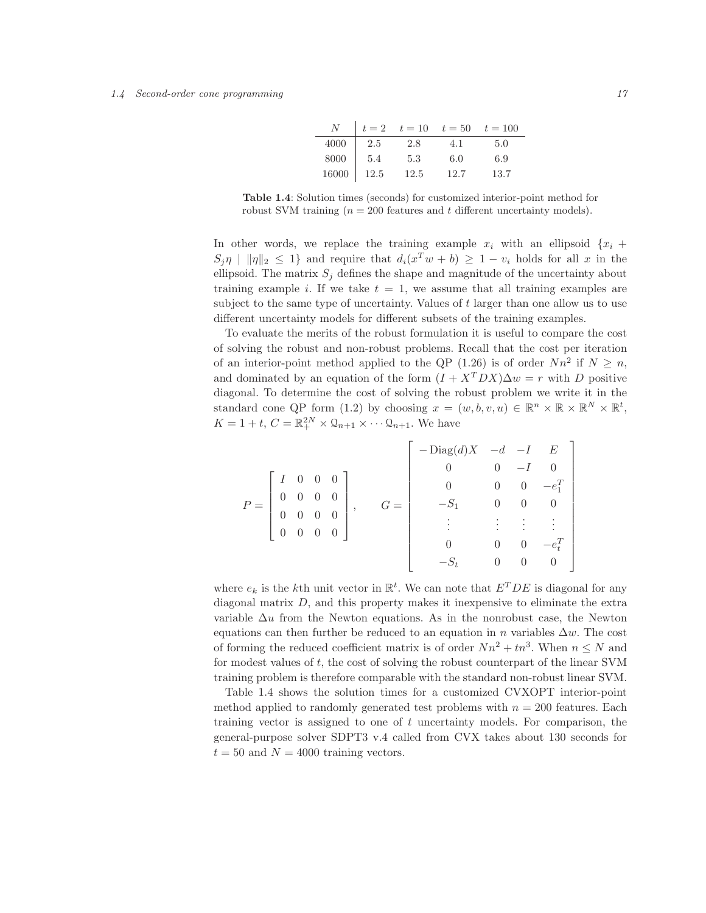| $N$ | $t = 2$ | $t = 10$ | $t = 50$ | $t = 100$ |
|---|---|---|---|---|
| 4000 | 2.5 | 2.8 | 4.1 | 5.0 |
| 8000 | 5.4 | 5.3 | 6.0 | 6.9 |
| 16000 | 12.5 | 12.5 | 12.7 | 13.7 |

**Table 1.4**: Solution times (seconds) for customized interior-point method for robust SVM training ($n = 200$ features and $t$ different uncertainty models).

In other words, we replace the training example $x_i$ with an ellipsoid $\{x_i + S_j\eta \mid \|\eta\|_2 \leq 1\}$ and require that $d_i(x^T w + b) \geq 1 - v_i$ holds for all $x$ in the ellipsoid. The matrix $S_j$ defines the shape and magnitude of the uncertainty about training example $i$. If we take $t = 1$, we assume that all training examples are subject to the same type of uncertainty. Values of $t$ larger than one allow us to use different uncertainty models for different subsets of the training examples.

To evaluate the merits of the robust formulation it is useful to compare the cost of solving the robust and non-robust problems. Recall that the cost per iteration of an interior-point method applied to the QP (1.26) is of order $Nn^2$ if $N \geq n$, and dominated by an equation of the form $(I + X^T D X)\Delta w = r$ with $D$ positive diagonal. To determine the cost of solving the robust problem we write it in the standard cone QP form (1.2) by choosing $x = (w, b, v, u) \in \mathbb{R}^n \times \mathbb{R} \times \mathbb{R}^N \times \mathbb{R}^t$, $K = 1 + t$, $C = \mathbb{R}_+^{2N} \times \mathcal{Q}_{n+1} \times \cdots \mathcal{Q}_{n+1}$. We have

$$
P = \begin{bmatrix} I & 0 & 0 & 0 \\ 0 & 0 & 0 & 0 \\ 0 & 0 & 0 & 0 \\ 0 & 0 & 0 & 0 \end{bmatrix}, \qquad G = \begin{bmatrix} -\operatorname{Diag}(d)X & -d & -I & E \\ 0 & 0 & -I & 0 \\ 0 & 0 & 0 & -e_1^T \\ -S_1 & 0 & 0 & 0 \\ \vdots & \vdots & \vdots & \vdots \\ 0 & 0 & 0 & -e_t^T \\ -S_t & 0 & 0 & 0 \end{bmatrix}
$$

where $e_k$ is the $k$th unit vector in $\mathbb{R}^t$. We can note that $E^T D E$ is diagonal for any diagonal matrix $D$, and this property makes it inexpensive to eliminate the extra variable $\Delta u$ from the Newton equations. As in the nonrobust case, the Newton equations can then further be reduced to an equation in $n$ variables $\Delta w$. The cost of forming the reduced coefficient matrix is of order $Nn^2 + tn^3$. When $n \leq N$ and for modest values of $t$, the cost of solving the robust counterpart of the linear SVM training problem is therefore comparable with the standard non-robust linear SVM.

Table 1.4 shows the solution times for a customized CVXOPT interior-point method applied to randomly generated test problems with $n = 200$ features. Each training vector is assigned to one of $t$ uncertainty models. For comparison, the general-purpose solver SDPT3 v.4 called from CVX takes about 130 seconds for $t = 50$ and $N = 4000$ training vectors.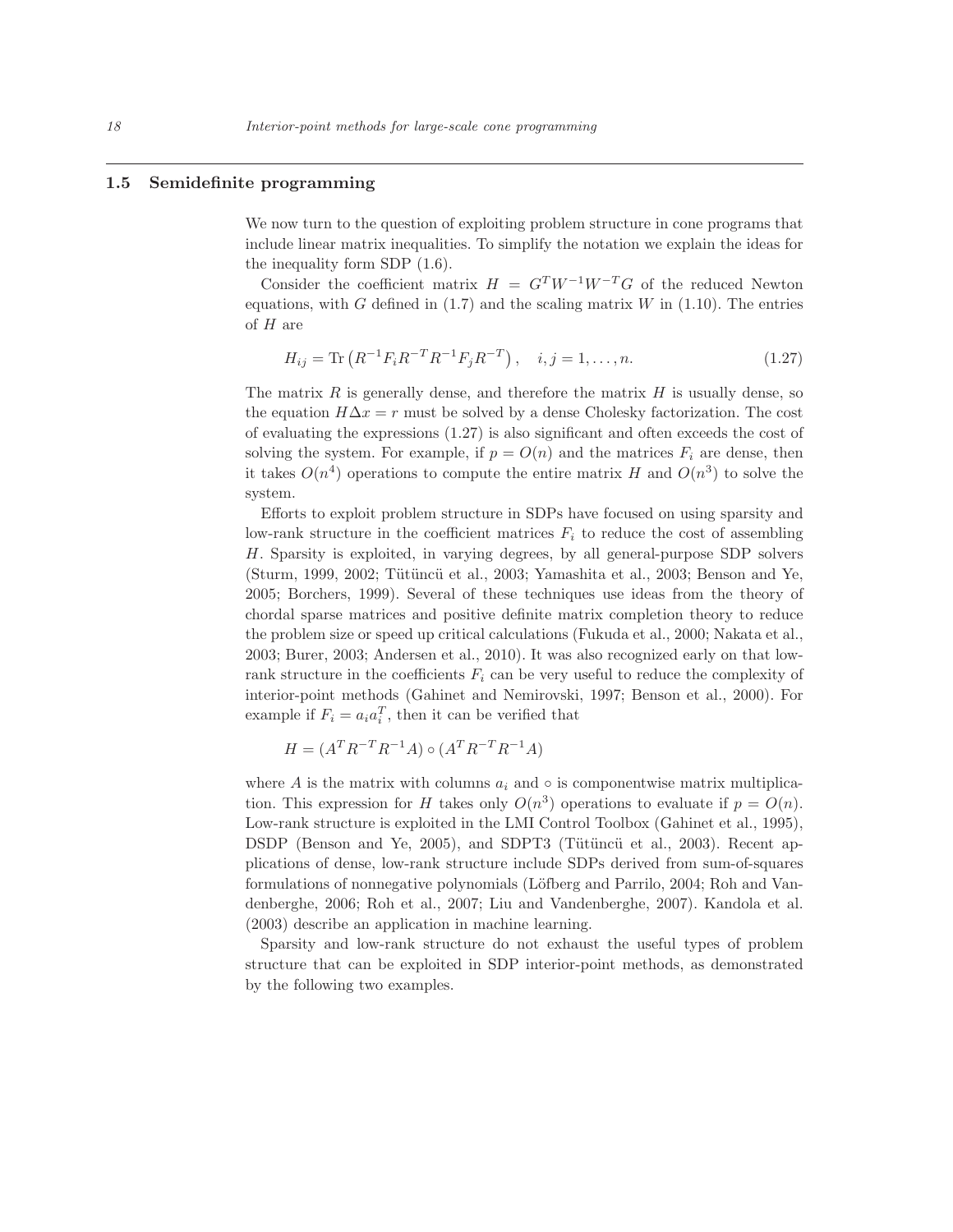## 1.5 Semidefinite programming

We now turn to the question of exploiting problem structure in cone programs that include linear matrix inequalities. To simplify the notation we explain the ideas for the inequality form SDP (1.6).

Consider the coefficient matrix $H = G^T W^{-1} W^{-T} G$ of the reduced Newton equations, with $G$ defined in (1.7) and the scaling matrix $W$ in (1.10). The entries of $H$ are

$$H_{ij} = \operatorname{Tr}\left(R^{-1} F_i R^{-T} R^{-1} F_j R^{-T}\right), \quad i, j = 1, \ldots, n. \tag{1.27}$$

The matrix $R$ is generally dense, and therefore the matrix $H$ is usually dense, so the equation $H\Delta x = r$ must be solved by a dense Cholesky factorization. The cost of evaluating the expressions (1.27) is also significant and often exceeds the cost of solving the system. For example, if $p = O(n)$ and the matrices $F_i$ are dense, then it takes $O(n^4)$ operations to compute the entire matrix $H$ and $O(n^3)$ to solve the system.

Efforts to exploit problem structure in SDPs have focused on using sparsity and low-rank structure in the coefficient matrices $F_i$ to reduce the cost of assembling $H$. Sparsity is exploited, in varying degrees, by all general-purpose SDP solvers (Sturm, 1999, 2002; Tütüncü et al., 2003; Yamashita et al., 2003; Benson and Ye, 2005; Borchers, 1999). Several of these techniques use ideas from the theory of chordal sparse matrices and positive definite matrix completion theory to reduce the problem size or speed up critical calculations (Fukuda et al., 2000; Nakata et al., 2003; Burer, 2003; Andersen et al., 2010). It was also recognized early on that low-rank structure in the coefficients $F_i$ can be very useful to reduce the complexity of interior-point methods (Gahinet and Nemirovski, 1997; Benson et al., 2000). For example if $F_i = a_i a_i^T$, then it can be verified that

$$H = (A^T R^{-T} R^{-1} A) \circ (A^T R^{-T} R^{-1} A)$$

where $A$ is the matrix with columns $a_i$ and $\circ$ is componentwise matrix multiplication. This expression for $H$ takes only $O(n^3)$ operations to evaluate if $p = O(n)$. Low-rank structure is exploited in the LMI Control Toolbox (Gahinet et al., 1995), DSDP (Benson and Ye, 2005), and SDPT3 (Tütüncü et al., 2003). Recent applications of dense, low-rank structure include SDPs derived from sum-of-squares formulations of nonnegative polynomials (Löfberg and Parrilo, 2004; Roh and Vandenberghe, 2006; Roh et al., 2007; Liu and Vandenberghe, 2007). Kandola et al. (2003) describe an application in machine learning.

Sparsity and low-rank structure do not exhaust the useful types of problem structure that can be exploited in SDP interior-point methods, as demonstrated by the following two examples.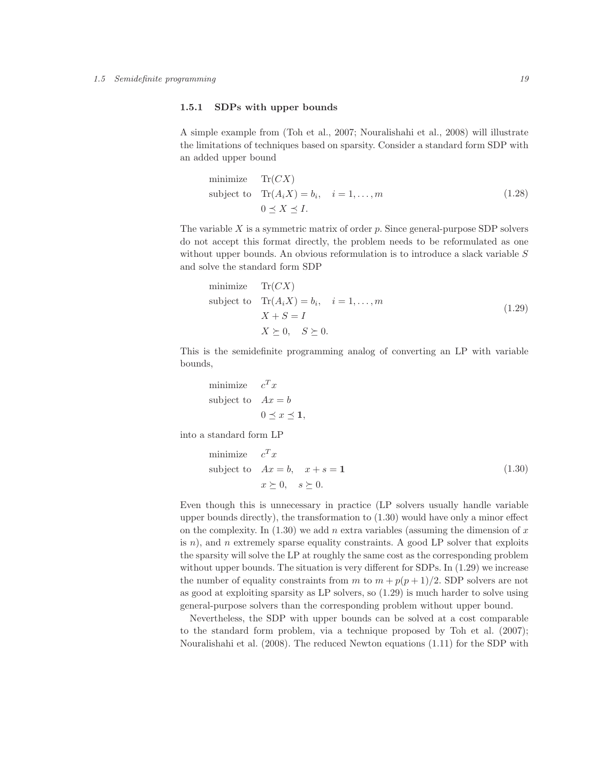### 1.5.1 SDPs with upper bounds

A simple example from (Toh et al., 2007; Nouralishahi et al., 2008) will illustrate the limitations of techniques based on sparsity. Consider a standard form SDP with an added upper bound

$$
\begin{array}{ll}
\text{minimize} & \mathrm{Tr}(CX) \\
\text{subject to} & \mathrm{Tr}(A_i X) = b_i, \quad i = 1, \ldots, m \\
& 0 \preceq X \preceq I.
\end{array}
\tag{1.28}
$$

The variable $X$ is a symmetric matrix of order $p$. Since general-purpose SDP solvers do not accept this format directly, the problem needs to be reformulated as one without upper bounds. An obvious reformulation is to introduce a slack variable $S$ and solve the standard form SDP

$$
\begin{array}{ll}
\text{minimize} & \mathrm{Tr}(CX) \\
\text{subject to} & \mathrm{Tr}(A_i X) = b_i, \quad i = 1, \ldots, m \\
& X + S = I \\
& X \succeq 0, \quad S \succeq 0.
\end{array}
\tag{1.29}
$$

This is the semidefinite programming analog of converting an LP with variable bounds,

$$
\begin{array}{ll}
\text{minimize} & c^T x \\
\text{subject to} & Ax = b \\
& 0 \preceq x \preceq \mathbf{1},
\end{array}
$$

into a standard form LP

$$
\begin{array}{ll}
\text{minimize} & c^T x \\
\text{subject to} & Ax = b, \quad x + s = \mathbf{1} \\
& x \succeq 0, \quad s \succeq 0.
\end{array}
\tag{1.30}
$$

Even though this is unnecessary in practice (LP solvers usually handle variable upper bounds directly), the transformation to (1.30) would have only a minor effect on the complexity. In (1.30) we add $n$ extra variables (assuming the dimension of $x$ is $n$), and $n$ extremely sparse equality constraints. A good LP solver that exploits the sparsity will solve the LP at roughly the same cost as the corresponding problem without upper bounds. The situation is very different for SDPs. In (1.29) we increase the number of equality constraints from $m$ to $m + p(p+1)/2$. SDP solvers are not as good at exploiting sparsity as LP solvers, so (1.29) is much harder to solve using general-purpose solvers than the corresponding problem without upper bound.

Nevertheless, the SDP with upper bounds can be solved at a cost comparable to the standard form problem, via a technique proposed by Toh et al. (2007); Nouralishahi et al. (2008). The reduced Newton equations (1.11) for the SDP with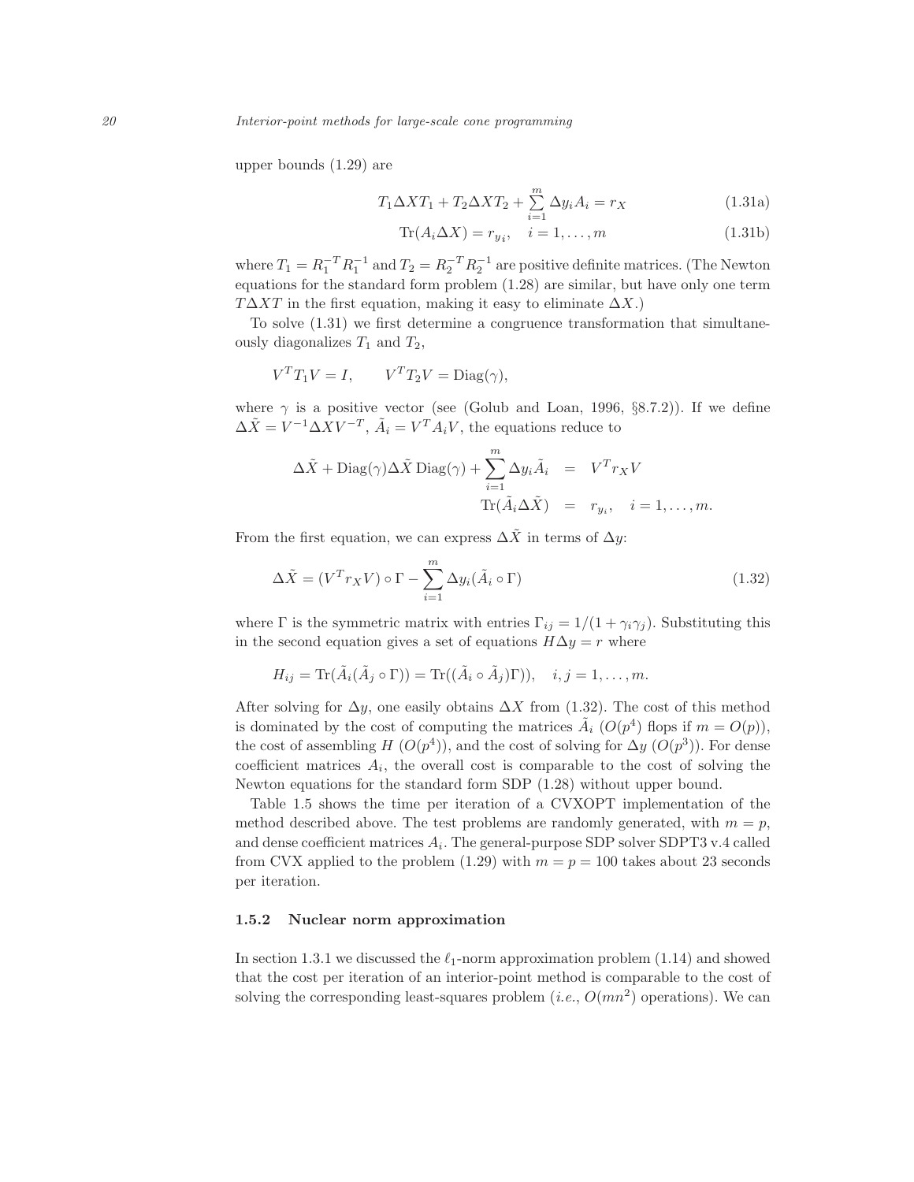upper bounds (1.29) are

$$T_1 \Delta X T_1 + T_2 \Delta X T_2 + \sum_{i=1}^{m} \Delta y_i A_i = r_X \tag{1.31a}$$

$$\mathrm{Tr}(A_i \Delta X) = r_{y_i}, \quad i = 1, \ldots, m \tag{1.31b}$$

where $T_1 = R_1^{-T} R_1^{-1}$ and $T_2 = R_2^{-T} R_2^{-1}$ are positive definite matrices. (The Newton equations for the standard form problem (1.28) are similar, but have only one term $T \Delta X T$ in the first equation, making it easy to eliminate $\Delta X$.)

To solve (1.31) we first determine a congruence transformation that simultaneously diagonalizes $T_1$ and $T_2$,

$$V^T T_1 V = I, \qquad V^T T_2 V = \mathrm{Diag}(\gamma),$$

where $\gamma$ is a positive vector (see (Golub and Loan, 1996, §8.7.2)). If we define $\Delta \tilde{X} = V^{-1} \Delta X V^{-T}$, $\tilde{A}_i = V^T A_i V$, the equations reduce to

$$\begin{aligned} \Delta \tilde{X} + \mathrm{Diag}(\gamma) \Delta \tilde{X} \, \mathrm{Diag}(\gamma) + \sum_{i=1}^{m} \Delta y_i \tilde{A}_i &= V^T r_X V \\ \mathrm{Tr}(\tilde{A}_i \Delta \tilde{X}) &= r_{y_i}, \quad i = 1, \ldots, m. \end{aligned}$$

From the first equation, we can express $\Delta \tilde{X}$ in terms of $\Delta y$:

$$\Delta \tilde{X} = (V^T r_X V) \circ \Gamma - \sum_{i=1}^{m} \Delta y_i (\tilde{A}_i \circ \Gamma) \tag{1.32}$$

where $\Gamma$ is the symmetric matrix with entries $\Gamma_{ij} = 1/(1 + \gamma_i \gamma_j)$. Substituting this in the second equation gives a set of equations $H \Delta y = r$ where

$$H_{ij} = \mathrm{Tr}(\tilde{A}_i (\tilde{A}_j \circ \Gamma)) = \mathrm{Tr}((\tilde{A}_i \circ \tilde{A}_j) \Gamma)), \quad i, j = 1, \ldots, m.$$

After solving for $\Delta y$, one easily obtains $\Delta X$ from (1.32). The cost of this method is dominated by the cost of computing the matrices $\tilde{A}_i$ ($O(p^4)$ flops if $m = O(p)$), the cost of assembling $H$ ($O(p^4)$), and the cost of solving for $\Delta y$ ($O(p^3)$). For dense coefficient matrices $A_i$, the overall cost is comparable to the cost of solving the Newton equations for the standard form SDP (1.28) without upper bound.

Table 1.5 shows the time per iteration of a CVXOPT implementation of the method described above. The test problems are randomly generated, with $m = p$, and dense coefficient matrices $A_i$. The general-purpose SDP solver SDPT3 v.4 called from CVX applied to the problem (1.29) with $m = p = 100$ takes about 23 seconds per iteration.

### 1.5.2 Nuclear norm approximation

In section 1.3.1 we discussed the $\ell_1$-norm approximation problem (1.14) and showed that the cost per iteration of an interior-point method is comparable to the cost of solving the corresponding least-squares problem (*i.e.*, $O(mn^2)$ operations). We can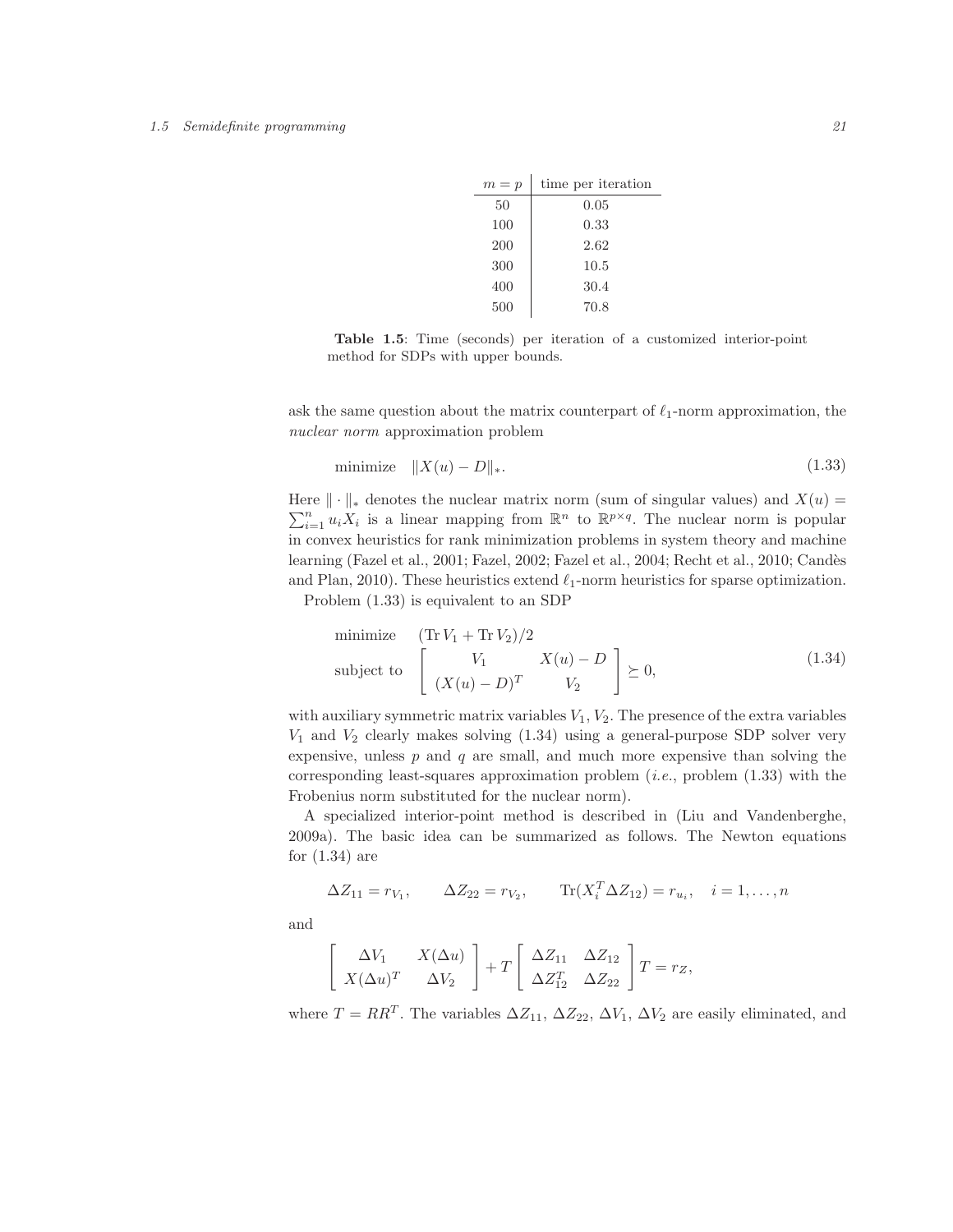| $m = p$ | time per iteration |
|---|---|
| 50 | 0.05 |
| 100 | 0.33 |
| 200 | 2.62 |
| 300 | 10.5 |
| 400 | 30.4 |
| 500 | 70.8 |

**Table 1.5**: Time (seconds) per iteration of a customized interior-point method for SDPs with upper bounds.

ask the same question about the matrix counterpart of $\ell_1$-norm approximation, the *nuclear norm* approximation problem

$$\text{minimize} \quad \|X(u) - D\|_*. \tag{1.33}$$

Here $\|\cdot\|_*$ denotes the nuclear matrix norm (sum of singular values) and $X(u) = \sum_{i=1}^n u_i X_i$ is a linear mapping from $\mathbb{R}^n$ to $\mathbb{R}^{p \times q}$. The nuclear norm is popular in convex heuristics for rank minimization problems in system theory and machine learning (Fazel et al., 2001; Fazel, 2002; Fazel et al., 2004; Recht et al., 2010; Candès and Plan, 2010). These heuristics extend $\ell_1$-norm heuristics for sparse optimization.

Problem (1.33) is equivalent to an SDP

$$\begin{array}{ll} \text{minimize} & (\operatorname{Tr} V_1 + \operatorname{Tr} V_2)/2 \\ \text{subject to} & \left[ \begin{array}{cc} V_1 & X(u) - D \\ (X(u) - D)^T & V_2 \end{array} \right] \succeq 0, \end{array} \tag{1.34}$$

with auxiliary symmetric matrix variables $V_1$, $V_2$. The presence of the extra variables $V_1$ and $V_2$ clearly makes solving (1.34) using a general-purpose SDP solver very expensive, unless $p$ and $q$ are small, and much more expensive than solving the corresponding least-squares approximation problem (*i.e.*, problem (1.33) with the Frobenius norm substituted for the nuclear norm).

A specialized interior-point method is described in (Liu and Vandenberghe, 2009a). The basic idea can be summarized as follows. The Newton equations for (1.34) are

$$\Delta Z_{11} = r_{V_1}, \qquad \Delta Z_{22} = r_{V_2}, \qquad \operatorname{Tr}(X_i^T \Delta Z_{12}) = r_{u_i}, \quad i = 1, \ldots, n$$

and

$$\left[ \begin{array}{cc} \Delta V_1 & X(\Delta u) \\ X(\Delta u)^T & \Delta V_2 \end{array} \right] + T \left[ \begin{array}{cc} \Delta Z_{11} & \Delta Z_{12} \\ \Delta Z_{12}^T & \Delta Z_{22} \end{array} \right] T = r_Z,$$

where $T = RR^T$. The variables $\Delta Z_{11}$, $\Delta Z_{22}$, $\Delta V_1$, $\Delta V_2$ are easily eliminated, and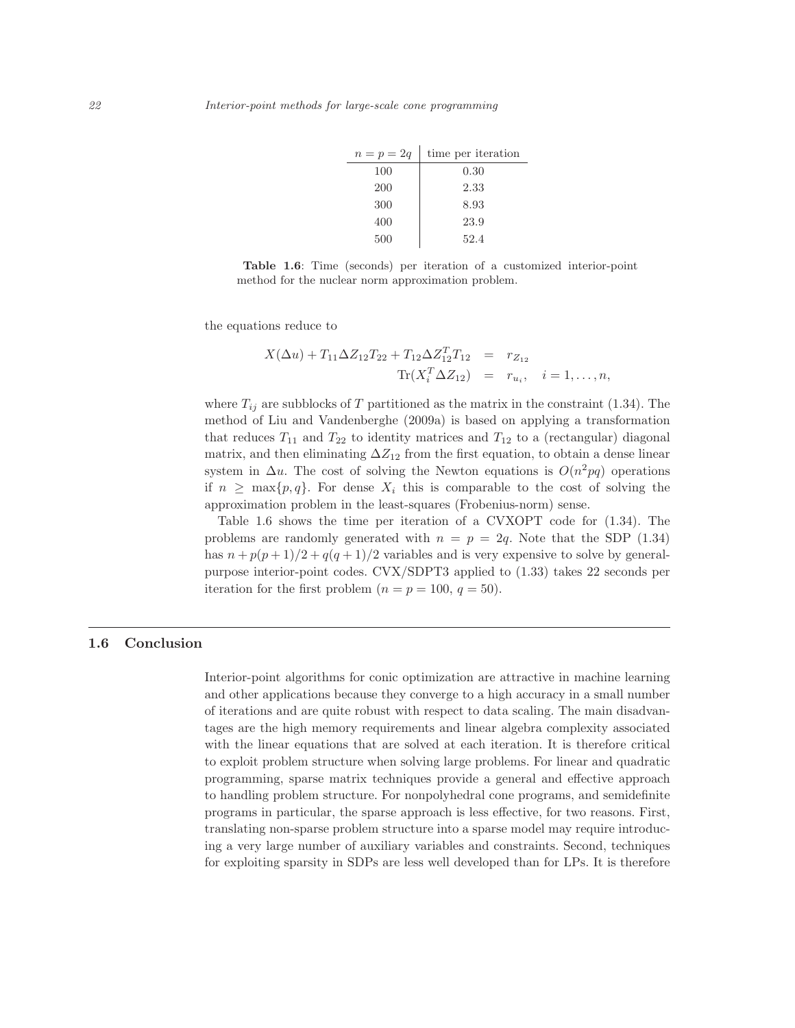| $n = p = 2q$ | time per iteration |
|---|---|
| 100 | 0.30 |
| 200 | 2.33 |
| 300 | 8.93 |
| 400 | 23.9 |
| 500 | 52.4 |

**Table 1.6**: Time (seconds) per iteration of a customized interior-point method for the nuclear norm approximation problem.

the equations reduce to

$$\begin{aligned} X(\Delta u) + T_{11}\Delta Z_{12} T_{22} + T_{12}\Delta Z_{12}^T T_{12} &= r_{Z_{12}} \\ \mathrm{Tr}(X_i^T \Delta Z_{12}) &= r_{u_i}, \quad i = 1, \ldots, n, \end{aligned}$$

where $T_{ij}$ are subblocks of $T$ partitioned as the matrix in the constraint (1.34). The method of Liu and Vandenberghe (2009a) is based on applying a transformation that reduces $T_{11}$ and $T_{22}$ to identity matrices and $T_{12}$ to a (rectangular) diagonal matrix, and then eliminating $\Delta Z_{12}$ from the first equation, to obtain a dense linear system in $\Delta u$. The cost of solving the Newton equations is $O(n^2 pq)$ operations if $n \geq \max\{p, q\}$. For dense $X_i$ this is comparable to the cost of solving the approximation problem in the least-squares (Frobenius-norm) sense.

Table 1.6 shows the time per iteration of a CVXOPT code for (1.34). The problems are randomly generated with $n = p = 2q$. Note that the SDP (1.34) has $n + p(p+1)/2 + q(q+1)/2$ variables and is very expensive to solve by general-purpose interior-point codes. CVX/SDPT3 applied to (1.33) takes 22 seconds per iteration for the first problem ($n = p = 100$, $q = 50$).

## 1.6 Conclusion

Interior-point algorithms for conic optimization are attractive in machine learning and other applications because they converge to a high accuracy in a small number of iterations and are quite robust with respect to data scaling. The main disadvantages are the high memory requirements and linear algebra complexity associated with the linear equations that are solved at each iteration. It is therefore critical to exploit problem structure when solving large problems. For linear and quadratic programming, sparse matrix techniques provide a general and effective approach to handling problem structure. For nonpolyhedral cone programs, and semidefinite programs in particular, the sparse approach is less effective, for two reasons. First, translating non-sparse problem structure into a sparse model may require introducing a very large number of auxiliary variables and constraints. Second, techniques for exploiting sparsity in SDPs are less well developed than for LPs. It is therefore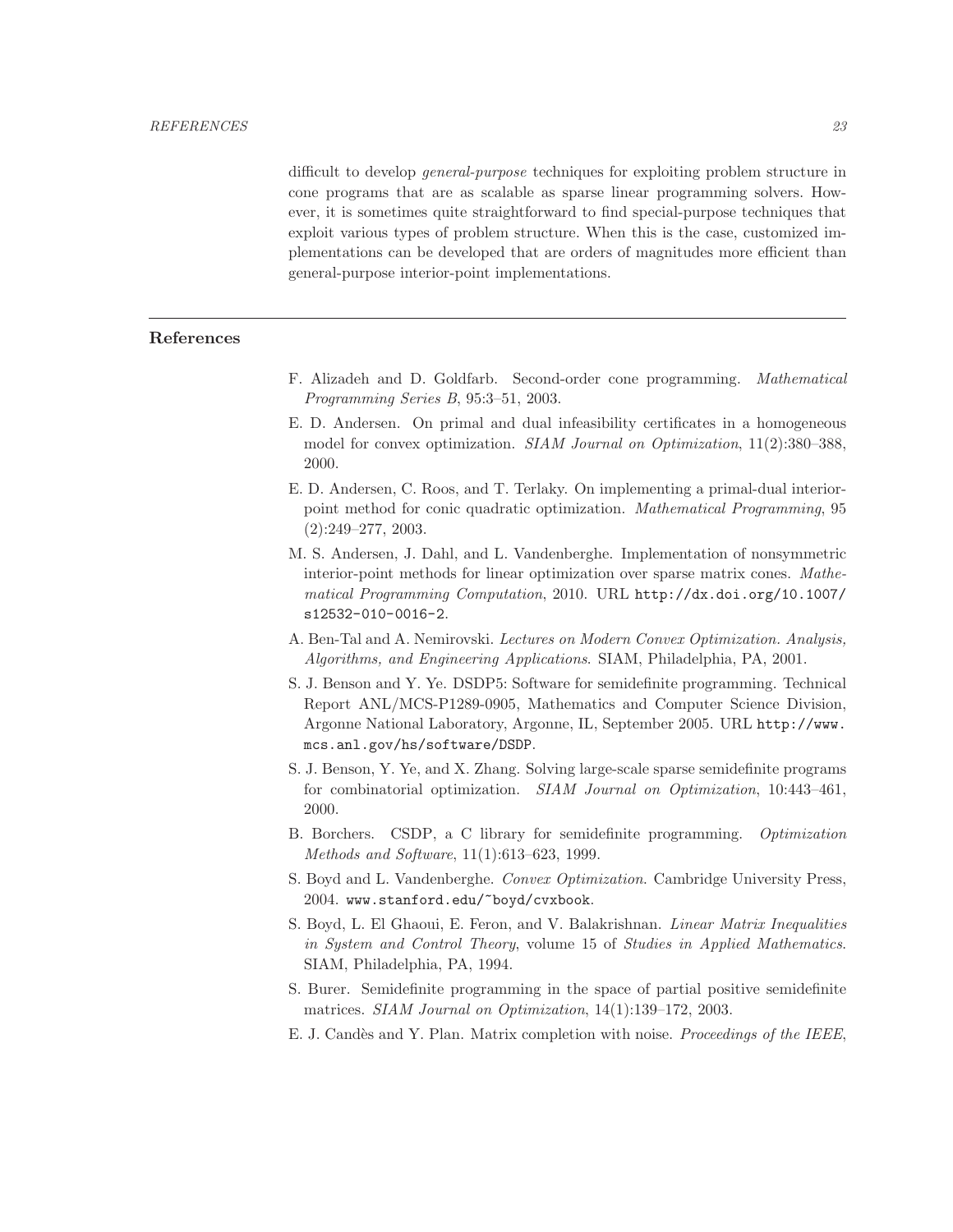difficult to develop *general-purpose* techniques for exploiting problem structure in cone programs that are as scalable as sparse linear programming solvers. However, it is sometimes quite straightforward to find special-purpose techniques that exploit various types of problem structure. When this is the case, customized implementations can be developed that are orders of magnitudes more efficient than general-purpose interior-point implementations.

## References

F. Alizadeh and D. Goldfarb. Second-order cone programming. *Mathematical Programming Series B*, 95:3–51, 2003.

E. D. Andersen. On primal and dual infeasibility certificates in a homogeneous model for convex optimization. *SIAM Journal on Optimization*, 11(2):380–388, 2000.

E. D. Andersen, C. Roos, and T. Terlaky. On implementing a primal-dual interior-point method for conic quadratic optimization. *Mathematical Programming*, 95 (2):249–277, 2003.

M. S. Andersen, J. Dahl, and L. Vandenberghe. Implementation of nonsymmetric interior-point methods for linear optimization over sparse matrix cones. *Mathematical Programming Computation*, 2010. URL `http://dx.doi.org/10.1007/s12532-010-0016-2`.

A. Ben-Tal and A. Nemirovski. *Lectures on Modern Convex Optimization. Analysis, Algorithms, and Engineering Applications*. SIAM, Philadelphia, PA, 2001.

S. J. Benson and Y. Ye. DSDP5: Software for semidefinite programming. Technical Report ANL/MCS-P1289-0905, Mathematics and Computer Science Division, Argonne National Laboratory, Argonne, IL, September 2005. URL `http://www.mcs.anl.gov/hs/software/DSDP`.

S. J. Benson, Y. Ye, and X. Zhang. Solving large-scale sparse semidefinite programs for combinatorial optimization. *SIAM Journal on Optimization*, 10:443–461, 2000.

B. Borchers. CSDP, a C library for semidefinite programming. *Optimization Methods and Software*, 11(1):613–623, 1999.

S. Boyd and L. Vandenberghe. *Convex Optimization*. Cambridge University Press, 2004. `www.stanford.edu/~boyd/cvxbook`.

S. Boyd, L. El Ghaoui, E. Feron, and V. Balakrishnan. *Linear Matrix Inequalities in System and Control Theory*, volume 15 of *Studies in Applied Mathematics*. SIAM, Philadelphia, PA, 1994.

S. Burer. Semidefinite programming in the space of partial positive semidefinite matrices. *SIAM Journal on Optimization*, 14(1):139–172, 2003.

E. J. Candès and Y. Plan. Matrix completion with noise. *Proceedings of the IEEE*,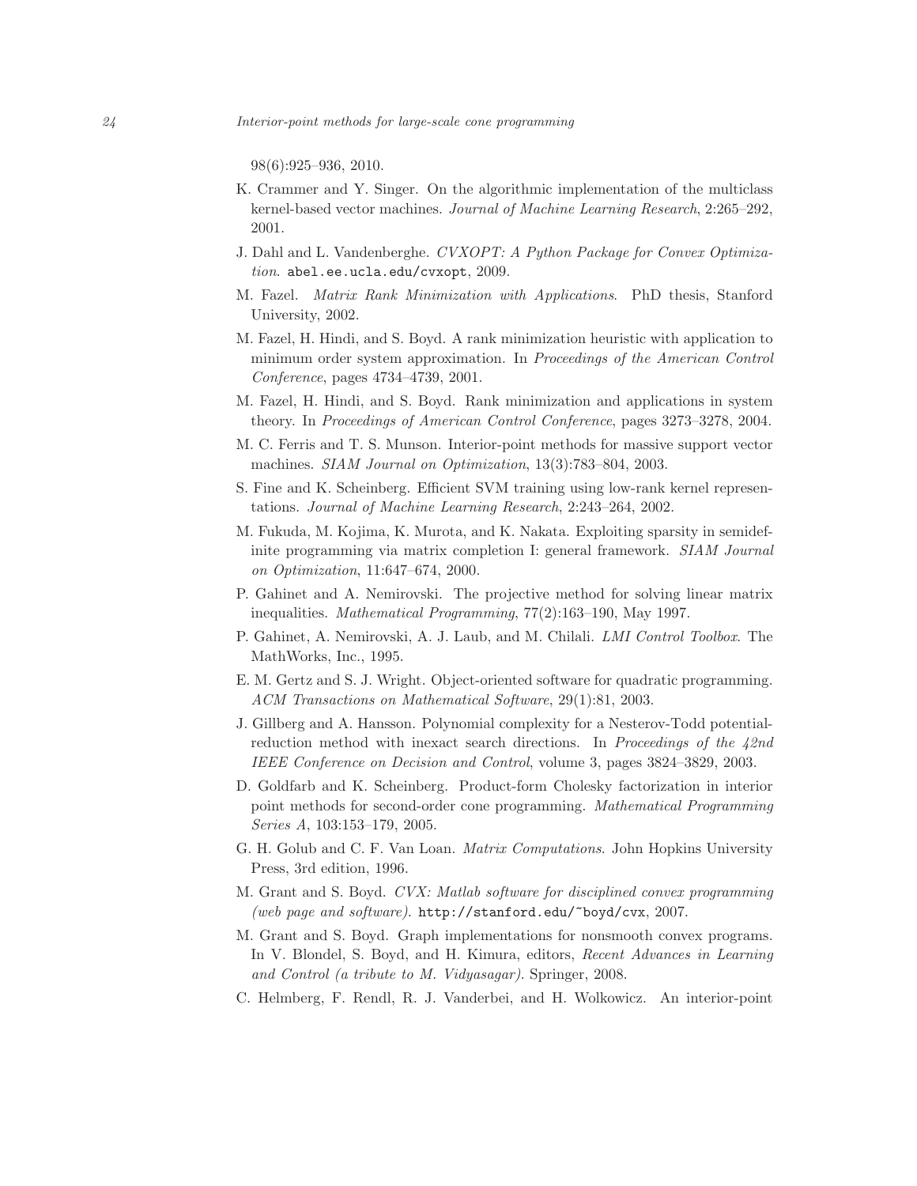98(6):925–936, 2010.

K. Crammer and Y. Singer. On the algorithmic implementation of the multiclass kernel-based vector machines. *Journal of Machine Learning Research*, 2:265–292, 2001.

J. Dahl and L. Vandenberghe. *CVXOPT: A Python Package for Convex Optimization*. `abel.ee.ucla.edu/cvxopt`, 2009.

M. Fazel. *Matrix Rank Minimization with Applications*. PhD thesis, Stanford University, 2002.

M. Fazel, H. Hindi, and S. Boyd. A rank minimization heuristic with application to minimum order system approximation. In *Proceedings of the American Control Conference*, pages 4734–4739, 2001.

M. Fazel, H. Hindi, and S. Boyd. Rank minimization and applications in system theory. In *Proceedings of American Control Conference*, pages 3273–3278, 2004.

M. C. Ferris and T. S. Munson. Interior-point methods for massive support vector machines. *SIAM Journal on Optimization*, 13(3):783–804, 2003.

S. Fine and K. Scheinberg. Efficient SVM training using low-rank kernel representations. *Journal of Machine Learning Research*, 2:243–264, 2002.

M. Fukuda, M. Kojima, K. Murota, and K. Nakata. Exploiting sparsity in semidefinite programming via matrix completion I: general framework. *SIAM Journal on Optimization*, 11:647–674, 2000.

P. Gahinet and A. Nemirovski. The projective method for solving linear matrix inequalities. *Mathematical Programming*, 77(2):163–190, May 1997.

P. Gahinet, A. Nemirovski, A. J. Laub, and M. Chilali. *LMI Control Toolbox*. The MathWorks, Inc., 1995.

E. M. Gertz and S. J. Wright. Object-oriented software for quadratic programming. *ACM Transactions on Mathematical Software*, 29(1):81, 2003.

J. Gillberg and A. Hansson. Polynomial complexity for a Nesterov-Todd potential-reduction method with inexact search directions. In *Proceedings of the 42nd IEEE Conference on Decision and Control*, volume 3, pages 3824–3829, 2003.

D. Goldfarb and K. Scheinberg. Product-form Cholesky factorization in interior point methods for second-order cone programming. *Mathematical Programming Series A*, 103:153–179, 2005.

G. H. Golub and C. F. Van Loan. *Matrix Computations*. John Hopkins University Press, 3rd edition, 1996.

M. Grant and S. Boyd. *CVX: Matlab software for disciplined convex programming (web page and software)*. `http://stanford.edu/~boyd/cvx`, 2007.

M. Grant and S. Boyd. Graph implementations for nonsmooth convex programs. In V. Blondel, S. Boyd, and H. Kimura, editors, *Recent Advances in Learning and Control (a tribute to M. Vidyasagar)*. Springer, 2008.

C. Helmberg, F. Rendl, R. J. Vanderbei, and H. Wolkowicz. An interior-point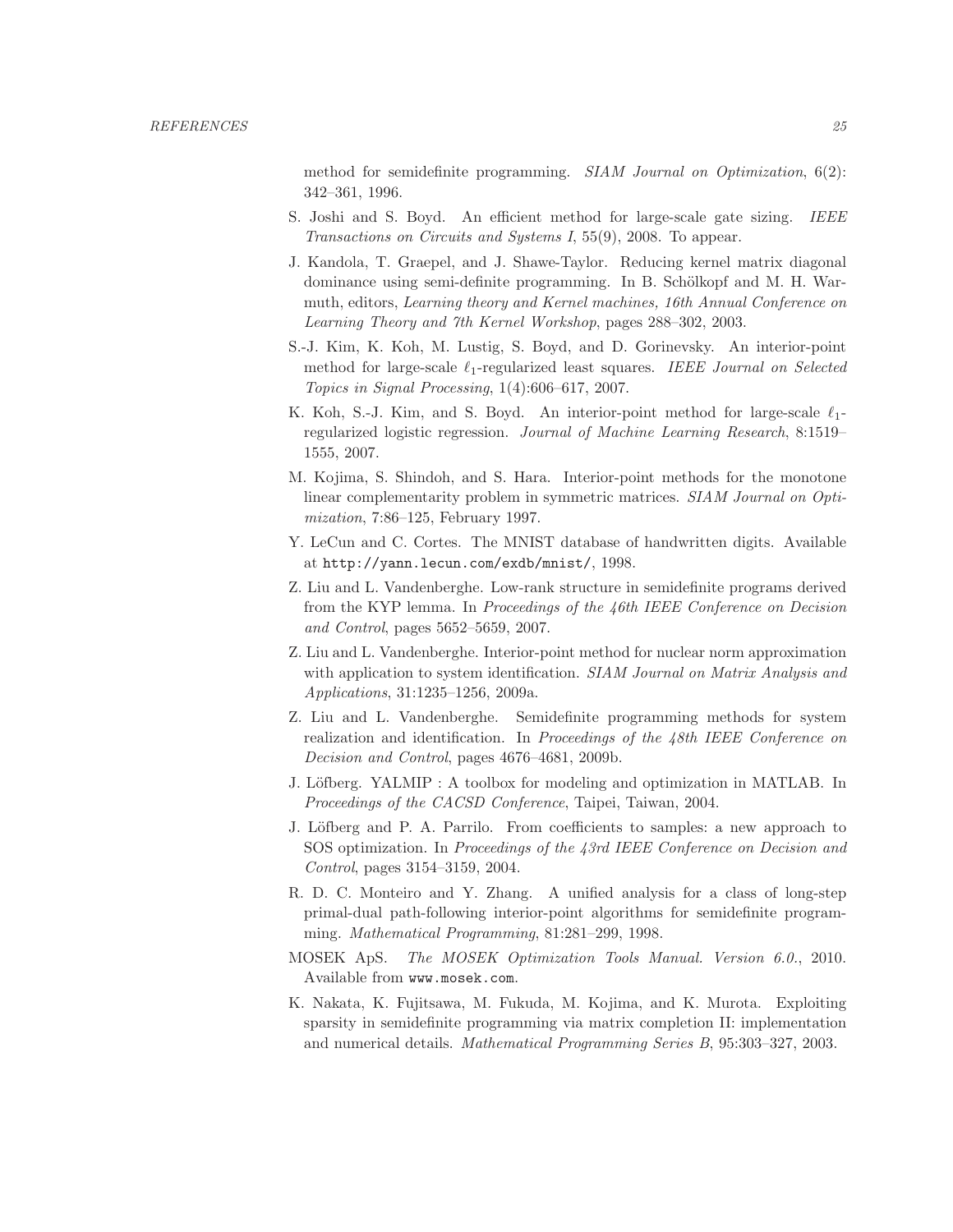method for semidefinite programming. *SIAM Journal on Optimization*, 6(2): 342–361, 1996.

S. Joshi and S. Boyd. An efficient method for large-scale gate sizing. *IEEE Transactions on Circuits and Systems I*, 55(9), 2008. To appear.

J. Kandola, T. Graepel, and J. Shawe-Taylor. Reducing kernel matrix diagonal dominance using semi-definite programming. In B. Schölkopf and M. H. Warmuth, editors, *Learning theory and Kernel machines, 16th Annual Conference on Learning Theory and 7th Kernel Workshop*, pages 288–302, 2003.

S.-J. Kim, K. Koh, M. Lustig, S. Boyd, and D. Gorinevsky. An interior-point method for large-scale $\ell_1$-regularized least squares. *IEEE Journal on Selected Topics in Signal Processing*, 1(4):606–617, 2007.

K. Koh, S.-J. Kim, and S. Boyd. An interior-point method for large-scale $\ell_1$-regularized logistic regression. *Journal of Machine Learning Research*, 8:1519–1555, 2007.

M. Kojima, S. Shindoh, and S. Hara. Interior-point methods for the monotone linear complementarity problem in symmetric matrices. *SIAM Journal on Optimization*, 7:86–125, February 1997.

Y. LeCun and C. Cortes. The MNIST database of handwritten digits. Available at `http://yann.lecun.com/exdb/mnist/`, 1998.

Z. Liu and L. Vandenberghe. Low-rank structure in semidefinite programs derived from the KYP lemma. In *Proceedings of the 46th IEEE Conference on Decision and Control*, pages 5652–5659, 2007.

Z. Liu and L. Vandenberghe. Interior-point method for nuclear norm approximation with application to system identification. *SIAM Journal on Matrix Analysis and Applications*, 31:1235–1256, 2009a.

Z. Liu and L. Vandenberghe. Semidefinite programming methods for system realization and identification. In *Proceedings of the 48th IEEE Conference on Decision and Control*, pages 4676–4681, 2009b.

J. Löfberg. YALMIP : A toolbox for modeling and optimization in MATLAB. In *Proceedings of the CACSD Conference*, Taipei, Taiwan, 2004.

J. Löfberg and P. A. Parrilo. From coefficients to samples: a new approach to SOS optimization. In *Proceedings of the 43rd IEEE Conference on Decision and Control*, pages 3154–3159, 2004.

R. D. C. Monteiro and Y. Zhang. A unified analysis for a class of long-step primal-dual path-following interior-point algorithms for semidefinite programming. *Mathematical Programming*, 81:281–299, 1998.

MOSEK ApS. *The MOSEK Optimization Tools Manual. Version 6.0.*, 2010. Available from `www.mosek.com`.

K. Nakata, K. Fujitsawa, M. Fukuda, M. Kojima, and K. Murota. Exploiting sparsity in semidefinite programming via matrix completion II: implementation and numerical details. *Mathematical Programming Series B*, 95:303–327, 2003.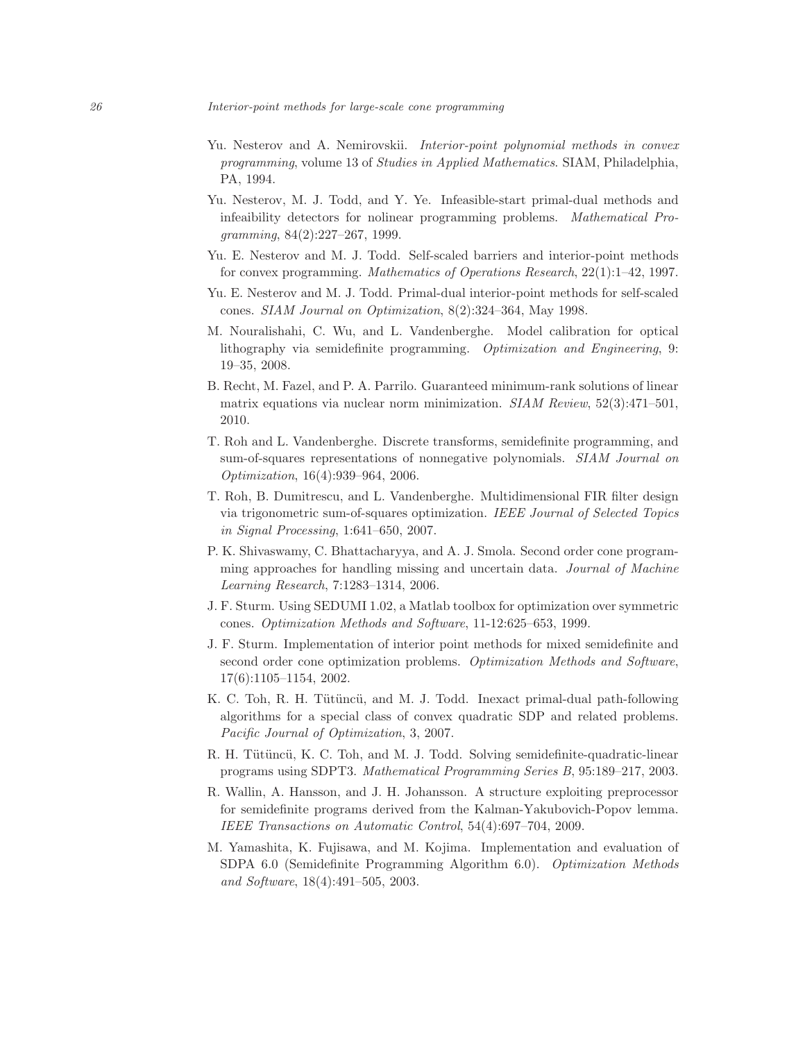Yu. Nesterov and A. Nemirovskii. *Interior-point polynomial methods in convex programming*, volume 13 of *Studies in Applied Mathematics*. SIAM, Philadelphia, PA, 1994.

Yu. Nesterov, M. J. Todd, and Y. Ye. Infeasible-start primal-dual methods and infeaibility detectors for nolinear programming problems. *Mathematical Programming*, 84(2):227–267, 1999.

Yu. E. Nesterov and M. J. Todd. Self-scaled barriers and interior-point methods for convex programming. *Mathematics of Operations Research*, 22(1):1–42, 1997.

Yu. E. Nesterov and M. J. Todd. Primal-dual interior-point methods for self-scaled cones. *SIAM Journal on Optimization*, 8(2):324–364, May 1998.

M. Nouralishahi, C. Wu, and L. Vandenberghe. Model calibration for optical lithography via semidefinite programming. *Optimization and Engineering*, 9: 19–35, 2008.

B. Recht, M. Fazel, and P. A. Parrilo. Guaranteed minimum-rank solutions of linear matrix equations via nuclear norm minimization. *SIAM Review*, 52(3):471–501, 2010.

T. Roh and L. Vandenberghe. Discrete transforms, semidefinite programming, and sum-of-squares representations of nonnegative polynomials. *SIAM Journal on Optimization*, 16(4):939–964, 2006.

T. Roh, B. Dumitrescu, and L. Vandenberghe. Multidimensional FIR filter design via trigonometric sum-of-squares optimization. *IEEE Journal of Selected Topics in Signal Processing*, 1:641–650, 2007.

P. K. Shivaswamy, C. Bhattacharyya, and A. J. Smola. Second order cone programming approaches for handling missing and uncertain data. *Journal of Machine Learning Research*, 7:1283–1314, 2006.

J. F. Sturm. Using SEDUMI 1.02, a Matlab toolbox for optimization over symmetric cones. *Optimization Methods and Software*, 11-12:625–653, 1999.

J. F. Sturm. Implementation of interior point methods for mixed semidefinite and second order cone optimization problems. *Optimization Methods and Software*, 17(6):1105–1154, 2002.

K. C. Toh, R. H. Tütüncü, and M. J. Todd. Inexact primal-dual path-following algorithms for a special class of convex quadratic SDP and related problems. *Pacific Journal of Optimization*, 3, 2007.

R. H. Tütüncü, K. C. Toh, and M. J. Todd. Solving semidefinite-quadratic-linear programs using SDPT3. *Mathematical Programming Series B*, 95:189–217, 2003.

R. Wallin, A. Hansson, and J. H. Johansson. A structure exploiting preprocessor for semidefinite programs derived from the Kalman-Yakubovich-Popov lemma. *IEEE Transactions on Automatic Control*, 54(4):697–704, 2009.

M. Yamashita, K. Fujisawa, and M. Kojima. Implementation and evaluation of SDPA 6.0 (Semidefinite Programming Algorithm 6.0). *Optimization Methods and Software*, 18(4):491–505, 2003.